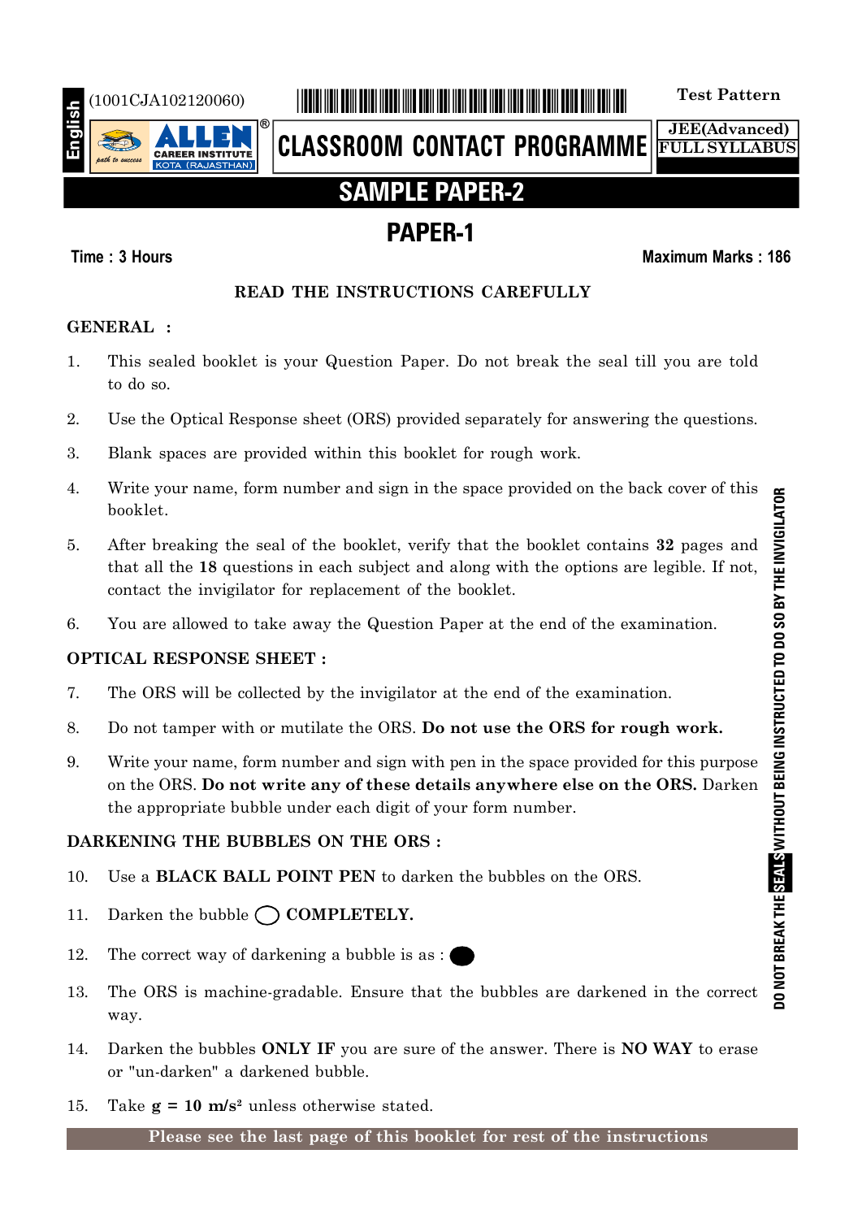English

(1001CJA102120060)

Test Pattern

**ALLEN** CAREER INSTITUTE KOTA (RAJASTHAN)

# CLASSROOM CONTACT PROGRAMME

**JEE(Advanced)**
**FULL SYLLABUS**

# SAMPLE PAPER-2

## PAPER-1

**Time : 3 Hours** **Maximum Marks : 186**

### READ THE INSTRUCTIONS CAREFULLY

**GENERAL :**

1. This sealed booklet is your Question Paper. Do not break the seal till you are told to do so.
2. Use the Optical Response sheet (ORS) provided separately for answering the questions.
3. Blank spaces are provided within this booklet for rough work.
4. Write your name, form number and sign in the space provided on the back cover of this booklet.
5. After breaking the seal of the booklet, verify that the booklet contains **32** pages and that all the **18** questions in each subject and along with the options are legible. If not, contact the invigilator for replacement of the booklet.
6. You are allowed to take away the Question Paper at the end of the examination.

**OPTICAL RESPONSE SHEET :**

7. The ORS will be collected by the invigilator at the end of the examination.
8. Do not tamper with or mutilate the ORS. **Do not use the ORS for rough work.**
9. Write your name, form number and sign with pen in the space provided for this purpose on the ORS. **Do not write any of these details anywhere else on the ORS.** Darken the appropriate bubble under each digit of your form number.

**DARKENING THE BUBBLES ON THE ORS :**

10. Use a **BLACK BALL POINT PEN** to darken the bubbles on the ORS.
11. Darken the bubble ◯ **COMPLETELY.**
12. The correct way of darkening a bubble is as : ⬤
13. The ORS is machine-gradable. Ensure that the bubbles are darkened in the correct way.
14. Darken the bubbles **ONLY IF** you are sure of the answer. There is **NO WAY** to erase or "un-darken" a darkened bubble.
15. Take **g = 10 m/s²** unless otherwise stated.

**Please see the last page of this booklet for rest of the instructions**

**DO NOT BREAK THE SEALS WITHOUT BEING INSTRUCTED TO DO SO BY THE INVIGILATOR**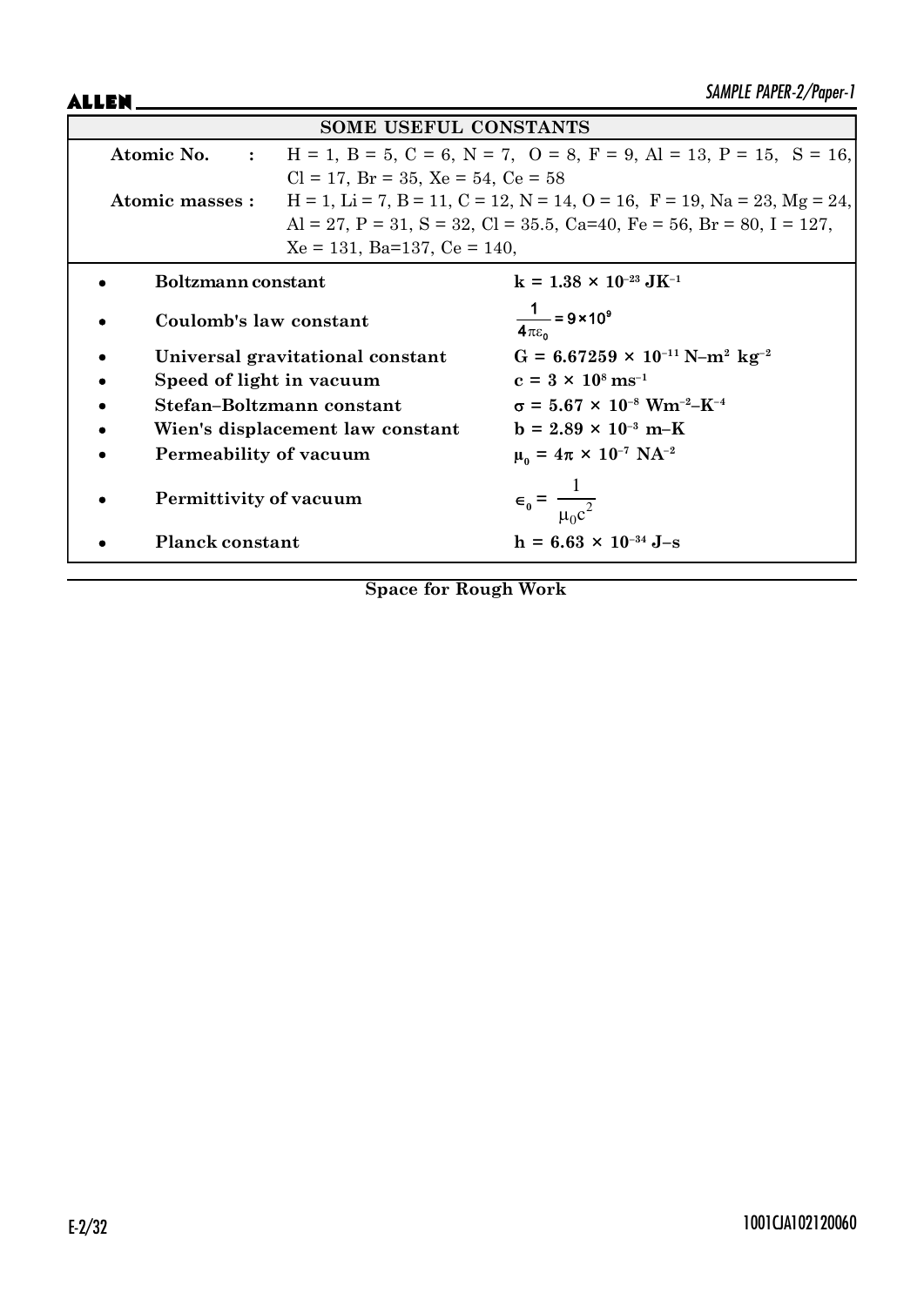## SOME USEFUL CONSTANTS

**Atomic No.** : H = 1, B = 5, C = 6, N = 7, O = 8, F = 9, Al = 13, P = 15, S = 16, Cl = 17, Br = 35, Xe = 54, Ce = 58

**Atomic masses :** H = 1, Li = 7, B = 11, C = 12, N = 14, O = 16, F = 19, Na = 23, Mg = 24, Al = 27, P = 31, S = 32, Cl = 35.5, Ca=40, Fe = 56, Br = 80, I = 127, Xe = 131, Ba=137, Ce = 140,

- **Boltzmann constant** — $k = 1.38 \times 10^{-23}\ JK^{-1}$
- **Coulomb's law constant** — $\frac{1}{4\pi\varepsilon_0} = 9 \times 10^9$
- **Universal gravitational constant** — $G = 6.67259 \times 10^{-11}\ N\text{–}m^2\ kg^{-2}$
- **Speed of light in vacuum** — $c = 3 \times 10^8\ ms^{-1}$
- **Stefan–Boltzmann constant** — $\sigma = 5.67 \times 10^{-8}\ Wm^{-2}\text{–}K^{-4}$
- **Wien's displacement law constant** — $b = 2.89 \times 10^{-3}\ m\text{–}K$
- **Permeability of vacuum** — $\mu_0 = 4\pi \times 10^{-7}\ NA^{-2}$
- **Permittivity of vacuum** — $\epsilon_0 = \frac{1}{\mu_0 c^2}$
- **Planck constant** — $h = 6.63 \times 10^{-34}\ J\text{–}s$

**Space for Rough Work**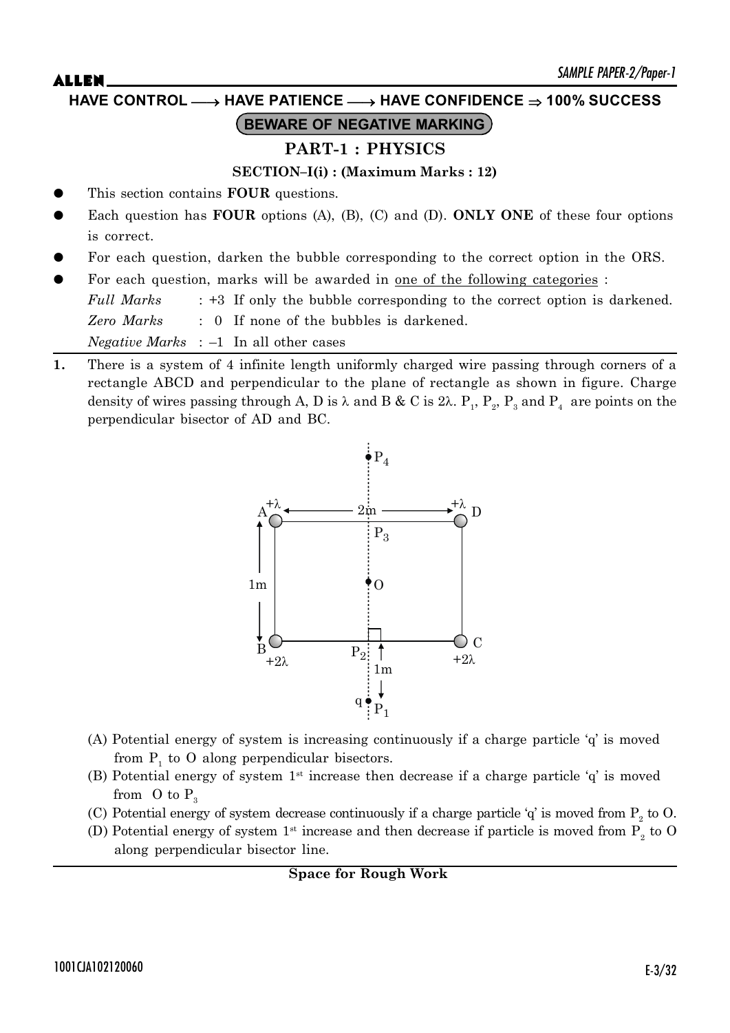**HAVE CONTROL ⟶ HAVE PATIENCE ⟶ HAVE CONFIDENCE ⇒ 100% SUCCESS**

**BEWARE OF NEGATIVE MARKING**

# PART-1 : PHYSICS

## SECTION–I(i) : (Maximum Marks : 12)

- This section contains **FOUR** questions.
- Each question has **FOUR** options (A), (B), (C) and (D). **ONLY ONE** of these four options is correct.
- For each question, darken the bubble corresponding to the correct option in the ORS.
- For each question, marks will be awarded in one of the following categories :

  *Full Marks* : +3 If only the bubble corresponding to the correct option is darkened.

  *Zero Marks* : 0 If none of the bubbles is darkened.

  *Negative Marks* : –1 In all other cases

**1.** There is a system of 4 infinite length uniformly charged wire passing through corners of a rectangle ABCD and perpendicular to the plane of rectangle as shown in figure. Charge density of wires passing through A, D is $\lambda$ and B & C is $2\lambda$. $P_1$, $P_2$, $P_3$ and $P_4$ are points on the perpendicular bisector of AD and BC.

(A) Potential energy of system is increasing continuously if a charge particle 'q' is moved from $P_1$ to O along perpendicular bisectors.

(B) Potential energy of system $1^{st}$ increase then decrease if a charge particle 'q' is moved from O to $P_3$

(C) Potential energy of system decrease continuously if a charge particle 'q' is moved from $P_2$ to O.

(D) Potential energy of system $1^{st}$ increase and then decrease if particle is moved from $P_2$ to O along perpendicular bisector line.

**Space for Rough Work**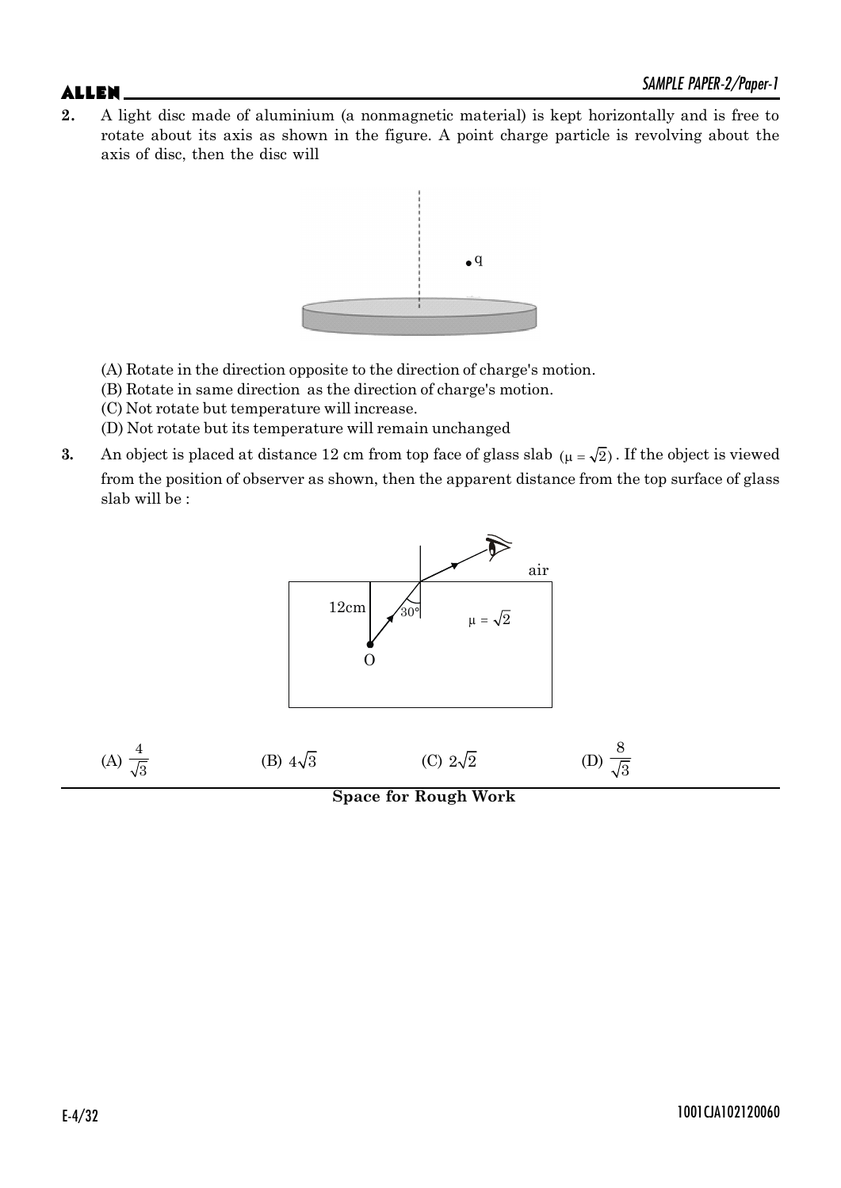**2.** A light disc made of aluminium (a nonmagnetic material) is kept horizontally and is free to rotate about its axis as shown in the figure. A point charge particle is revolving about the axis of disc, then the disc will

(A) Rotate in the direction opposite to the direction of charge's motion.

(B) Rotate in same direction as the direction of charge's motion.

(C) Not rotate but temperature will increase.

(D) Not rotate but its temperature will remain unchanged

**3.** An object is placed at distance 12 cm from top face of glass slab $(\mu = \sqrt{2})$. If the object is viewed from the position of observer as shown, then the apparent distance from the top surface of glass slab will be :

(A) $\frac{4}{\sqrt{3}}$ (B) $4\sqrt{3}$ (C) $2\sqrt{2}$ (D) $\frac{8}{\sqrt{3}}$

**Space for Rough Work**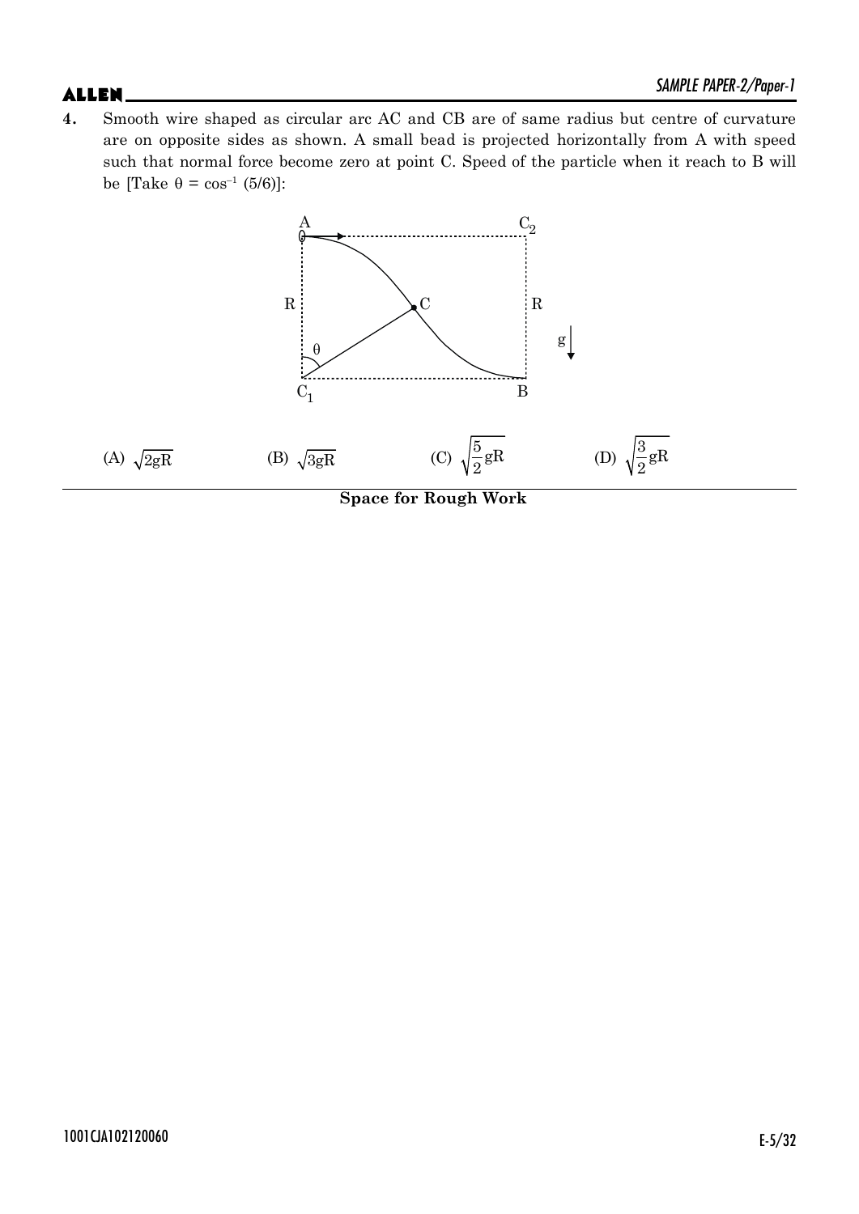**4.** Smooth wire shaped as circular arc AC and CB are of same radius but centre of curvature are on opposite sides as shown. A small bead is projected horizontally from A with speed such that normal force become zero at point C. Speed of the particle when it reach to B will be [Take $\theta = \cos^{-1}(5/6)$]:

(A) $\sqrt{2gR}$ (B) $\sqrt{3gR}$ (C) $\sqrt{\frac{5}{2}gR}$ (D) $\sqrt{\frac{3}{2}gR}$

**Space for Rough Work**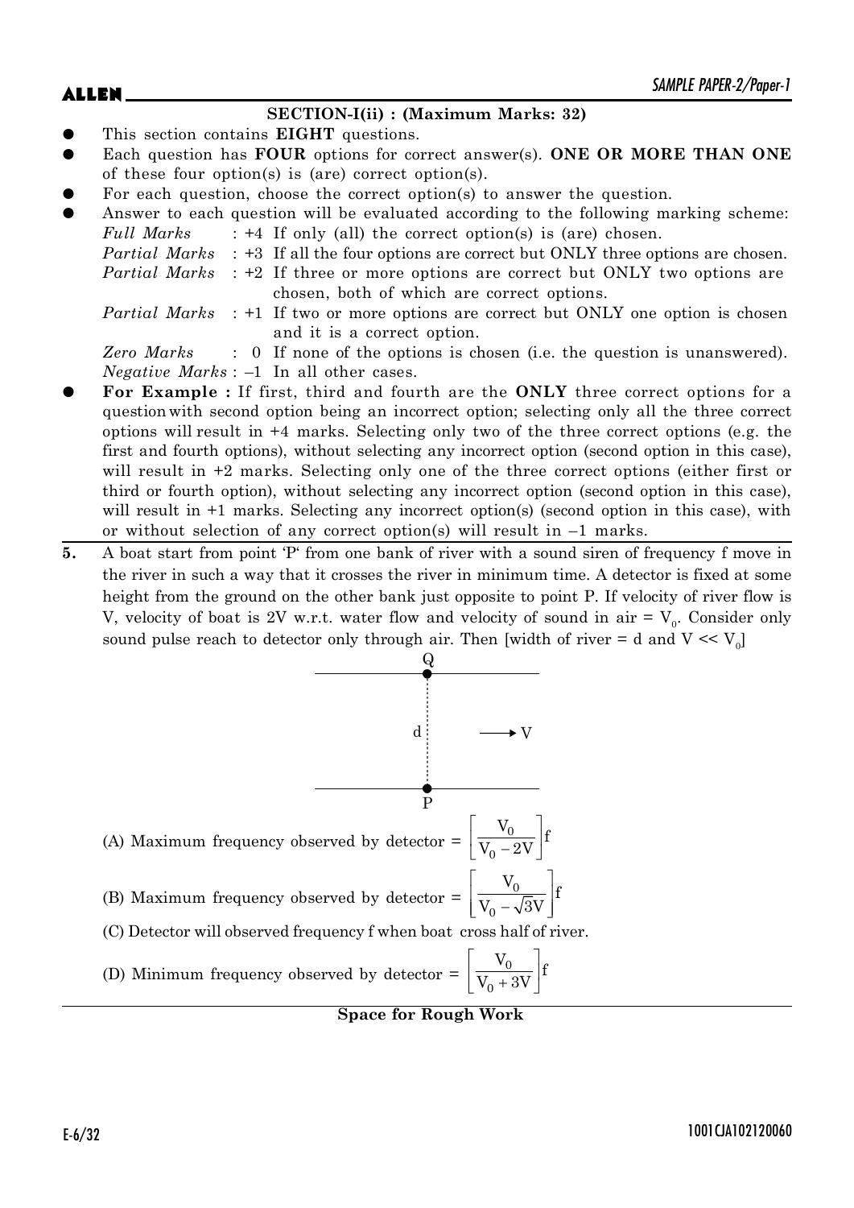## SECTION-I(ii) : (Maximum Marks: 32)

- This section contains **EIGHT** questions.
- Each question has **FOUR** options for correct answer(s). **ONE OR MORE THAN ONE** of these four option(s) is (are) correct option(s).
- For each question, choose the correct option(s) to answer the question.
- Answer to each question will be evaluated according to the following marking scheme:

  *Full Marks* : +4 If only (all) the correct option(s) is (are) chosen.

  *Partial Marks* : +3 If all the four options are correct but ONLY three options are chosen.

  *Partial Marks* : +2 If three or more options are correct but ONLY two options are chosen, both of which are correct options.

  *Partial Marks* : +1 If two or more options are correct but ONLY one option is chosen and it is a correct option.

  *Zero Marks* : 0 If none of the options is chosen (i.e. the question is unanswered).

  *Negative Marks* : –1 In all other cases.
- **For Example :** If first, third and fourth are the **ONLY** three correct options for a question with second option being an incorrect option; selecting only all the three correct options will result in +4 marks. Selecting only two of the three correct options (e.g. the first and fourth options), without selecting any incorrect option (second option in this case), will result in +2 marks. Selecting only one of the three correct options (either first or third or fourth option), without selecting any incorrect option (second option in this case), will result in +1 marks. Selecting any incorrect option(s) (second option in this case), with or without selection of any correct option(s) will result in –1 marks.

**5.** A boat start from point 'P' from one bank of river with a sound siren of frequency f move in the river in such a way that it crosses the river in minimum time. A detector is fixed at some height from the ground on the other bank just opposite to point P. If velocity of river flow is V, velocity of boat is 2V w.r.t. water flow and velocity of sound in air = $V_0$. Consider only sound pulse reach to detector only through air. Then [width of river = d and $V << V_0$]

Q

d → V

P

(A) Maximum frequency observed by detector = $\left[\frac{V_0}{V_0 - 2V}\right]f$

(B) Maximum frequency observed by detector = $\left[\frac{V_0}{V_0 - \sqrt{3}V}\right]f$

(C) Detector will observed frequency f when boat cross half of river.

(D) Minimum frequency observed by detector = $\left[\frac{V_0}{V_0 + 3V}\right]f$

**Space for Rough Work**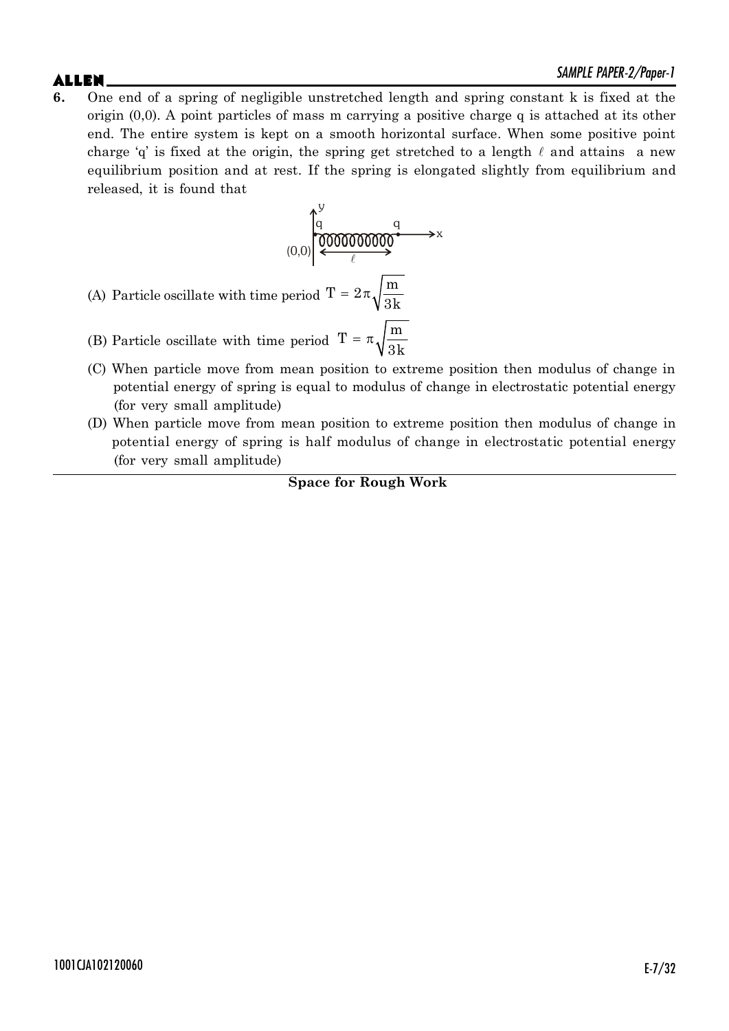**6.** One end of a spring of negligible unstretched length and spring constant k is fixed at the origin (0,0). A point particles of mass m carrying a positive charge q is attached at its other end. The entire system is kept on a smooth horizontal surface. When some positive point charge 'q' is fixed at the origin, the spring get stretched to a length $\ell$ and attains a new equilibrium position and at rest. If the spring is elongated slightly from equilibrium and released, it is found that

(A) Particle oscillate with time period $T = 2\pi\sqrt{\frac{m}{3k}}$

(B) Particle oscillate with time period $T = \pi\sqrt{\frac{m}{3k}}$

(C) When particle move from mean position to extreme position then modulus of change in potential energy of spring is equal to modulus of change in electrostatic potential energy (for very small amplitude)

(D) When particle move from mean position to extreme position then modulus of change in potential energy of spring is half modulus of change in electrostatic potential energy (for very small amplitude)

**Space for Rough Work**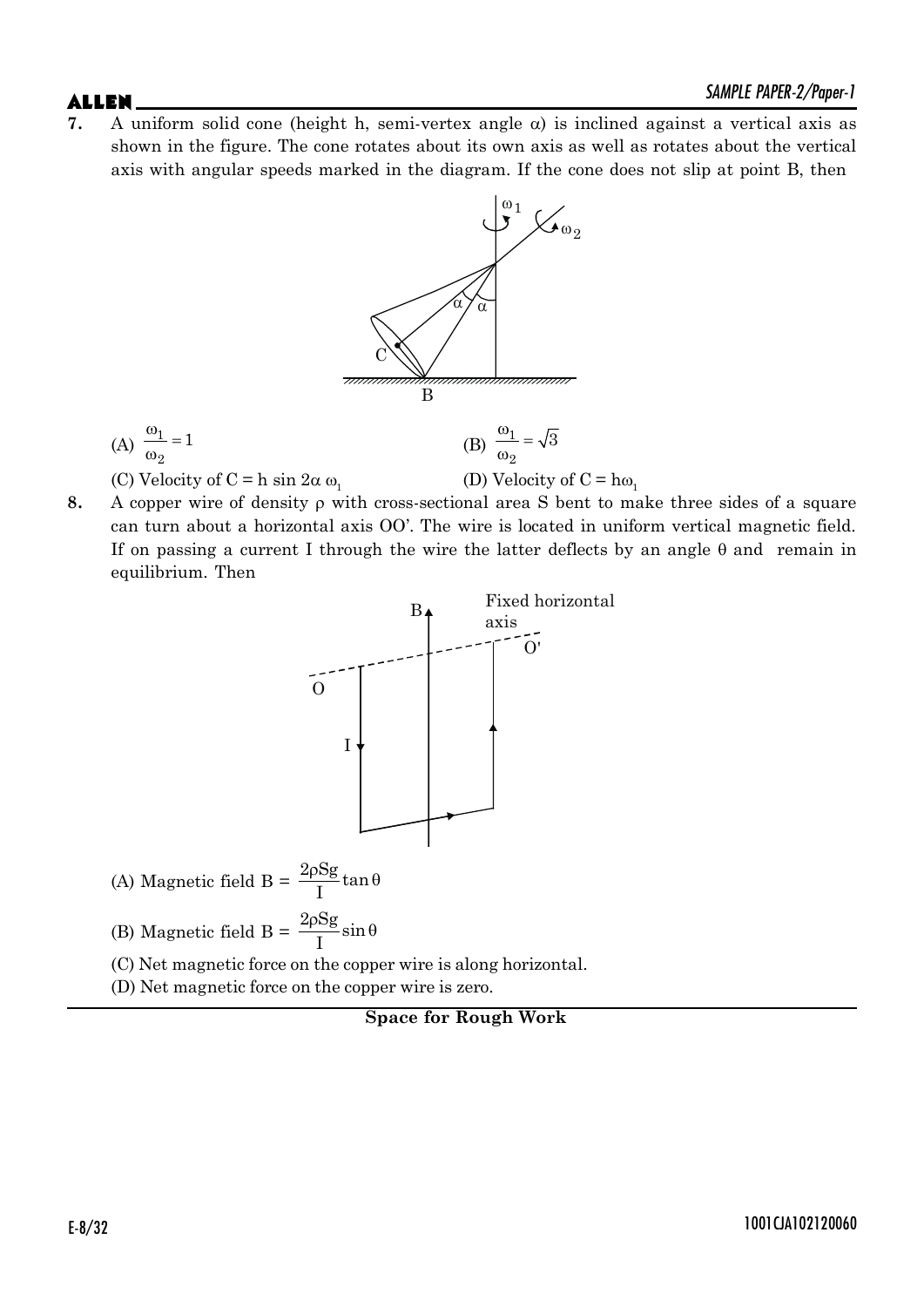**7.** A uniform solid cone (height h, semi-vertex angle $\alpha$) is inclined against a vertical axis as shown in the figure. The cone rotates about its own axis as well as rotates about the vertical axis with angular speeds marked in the diagram. If the cone does not slip at point B, then

(A) $\frac{\omega_1}{\omega_2} = 1$

(B) $\frac{\omega_1}{\omega_2} = \sqrt{3}$

(C) Velocity of C = $h \sin 2\alpha\, \omega_1$

(D) Velocity of C = $h\omega_1$

**8.** A copper wire of density $\rho$ with cross-sectional area S bent to make three sides of a square can turn about a horizontal axis OO'. The wire is located in uniform vertical magnetic field. If on passing a current I through the wire the latter deflects by an angle $\theta$ and remain in equilibrium. Then

(A) Magnetic field B = $\frac{2\rho Sg}{I}\tan\theta$

(B) Magnetic field B = $\frac{2\rho Sg}{I}\sin\theta$

(C) Net magnetic force on the copper wire is along horizontal.

(D) Net magnetic force on the copper wire is zero.

**Space for Rough Work**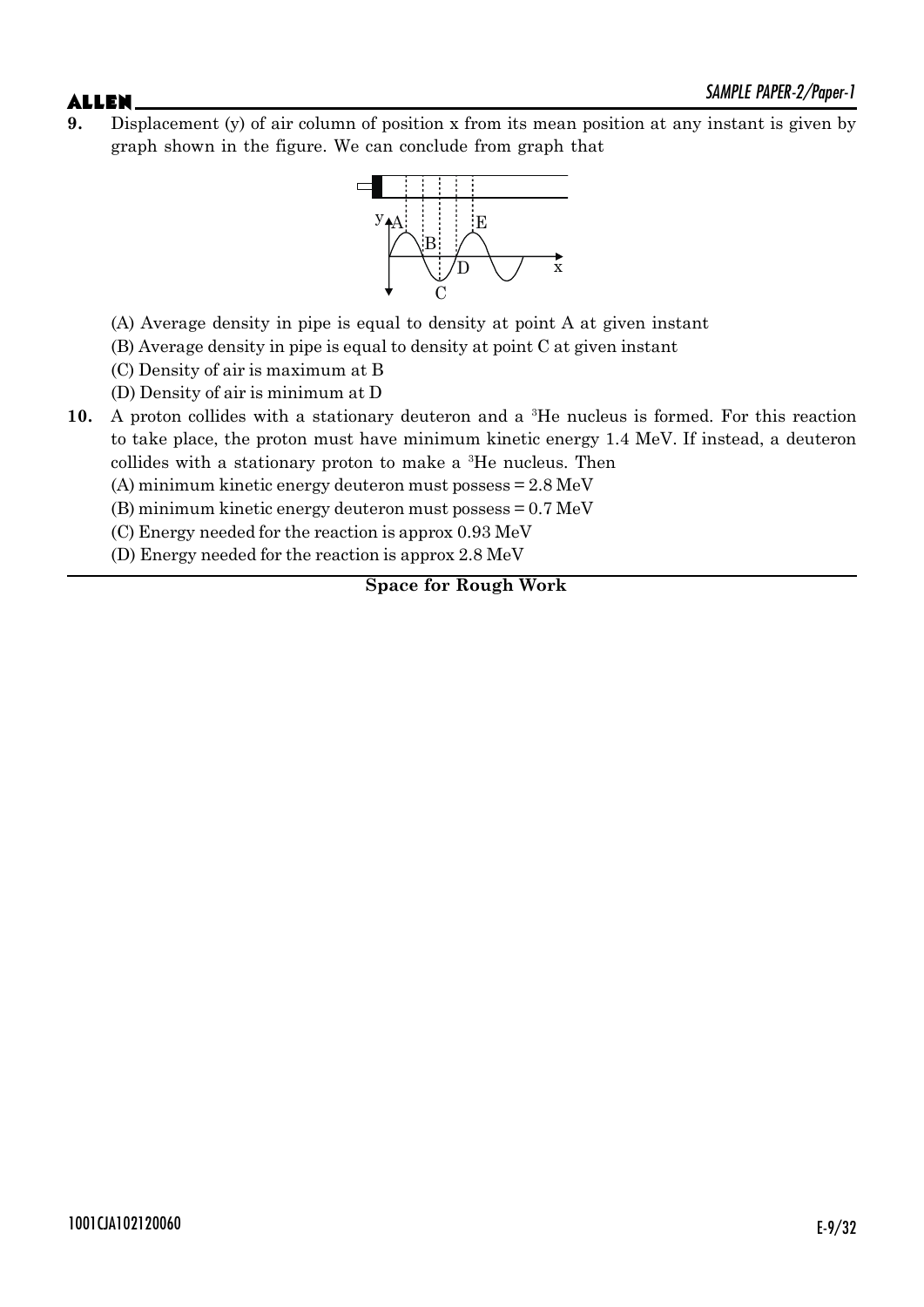**9.** Displacement (y) of air column of position x from its mean position at any instant is given by graph shown in the figure. We can conclude from graph that

(A) Average density in pipe is equal to density at point A at given instant

(B) Average density in pipe is equal to density at point C at given instant

(C) Density of air is maximum at B

(D) Density of air is minimum at D

**10.** A proton collides with a stationary deuteron and a $^3$He nucleus is formed. For this reaction to take place, the proton must have minimum kinetic energy 1.4 MeV. If instead, a deuteron collides with a stationary proton to make a $^3$He nucleus. Then

(A) minimum kinetic energy deuteron must possess = 2.8 MeV

(B) minimum kinetic energy deuteron must possess = 0.7 MeV

(C) Energy needed for the reaction is approx 0.93 MeV

(D) Energy needed for the reaction is approx 2.8 MeV

**Space for Rough Work**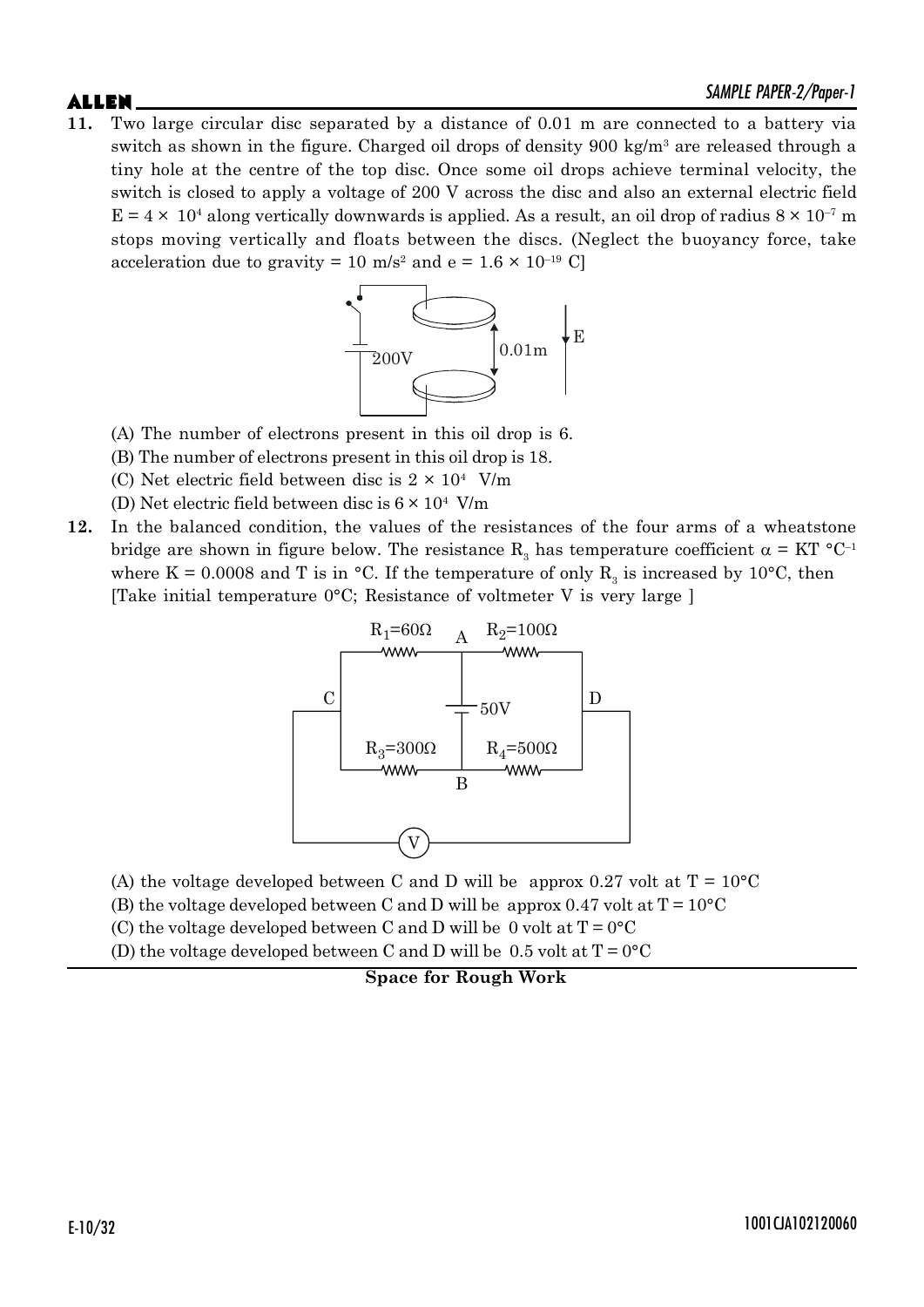**11.** Two large circular disc separated by a distance of 0.01 m are connected to a battery via switch as shown in the figure. Charged oil drops of density 900 kg/m$^3$ are released through a tiny hole at the centre of the top disc. Once some oil drops achieve terminal velocity, the switch is closed to apply a voltage of 200 V across the disc and also an external electric field $E = 4 \times 10^4$ along vertically downwards is applied. As a result, an oil drop of radius $8 \times 10^{-7}$ m stops moving vertically and floats between the discs. (Neglect the buoyancy force, take acceleration due to gravity = 10 m/s$^2$ and $e = 1.6 \times 10^{-19}$ C]

(A) The number of electrons present in this oil drop is 6.

(B) The number of electrons present in this oil drop is 18.

(C) Net electric field between disc is $2 \times 10^4$ V/m

(D) Net electric field between disc is $6 \times 10^4$ V/m

**12.** In the balanced condition, the values of the resistances of the four arms of a wheatstone bridge are shown in figure below. The resistance $R_3$ has temperature coefficient $\alpha = KT$ °C$^{-1}$ where $K = 0.0008$ and T is in °C. If the temperature of only $R_3$ is increased by 10°C, then [Take initial temperature 0°C; Resistance of voltmeter V is very large ]

(A) the voltage developed between C and D will be approx 0.27 volt at T = 10°C

(B) the voltage developed between C and D will be approx 0.47 volt at T = 10°C

(C) the voltage developed between C and D will be 0 volt at T = 0°C

(D) the voltage developed between C and D will be 0.5 volt at T = 0°C

**Space for Rough Work**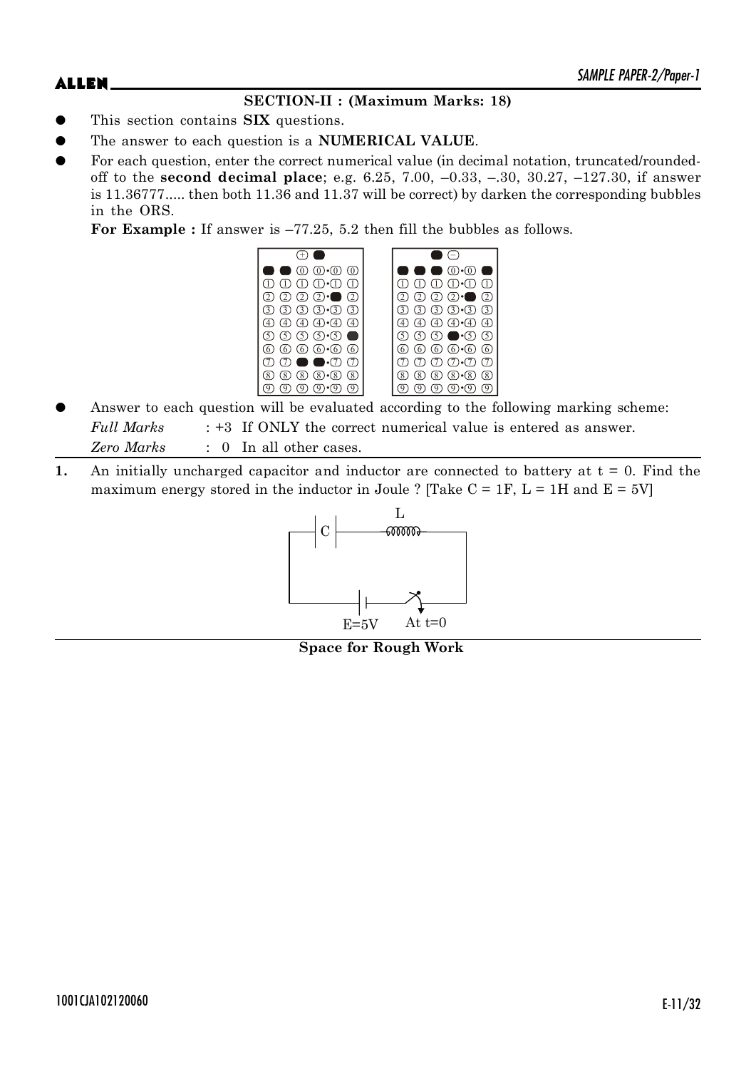**SECTION-II : (Maximum Marks: 18)**

- This section contains **SIX** questions.
- The answer to each question is a **NUMERICAL VALUE**.
- For each question, enter the correct numerical value (in decimal notation, truncated/rounded-off to the **second decimal place**; e.g. 6.25, 7.00, –0.33, –.30, 30.27, –127.30, if answer is 11.36777..... then both 11.36 and 11.37 will be correct) by darken the corresponding bubbles in the ORS.

  **For Example :** If answer is –77.25, 5.2 then fill the bubbles as follows.

- Answer to each question will be evaluated according to the following marking scheme:

  *Full Marks* : +3 If ONLY the correct numerical value is entered as answer.

  *Zero Marks* : 0 In all other cases.

**1.** An initially uncharged capacitor and inductor are connected to battery at t = 0. Find the maximum energy stored in the inductor in Joule ? [Take C = 1F, L = 1H and E = 5V]

C L

E=5V At t=0

**Space for Rough Work**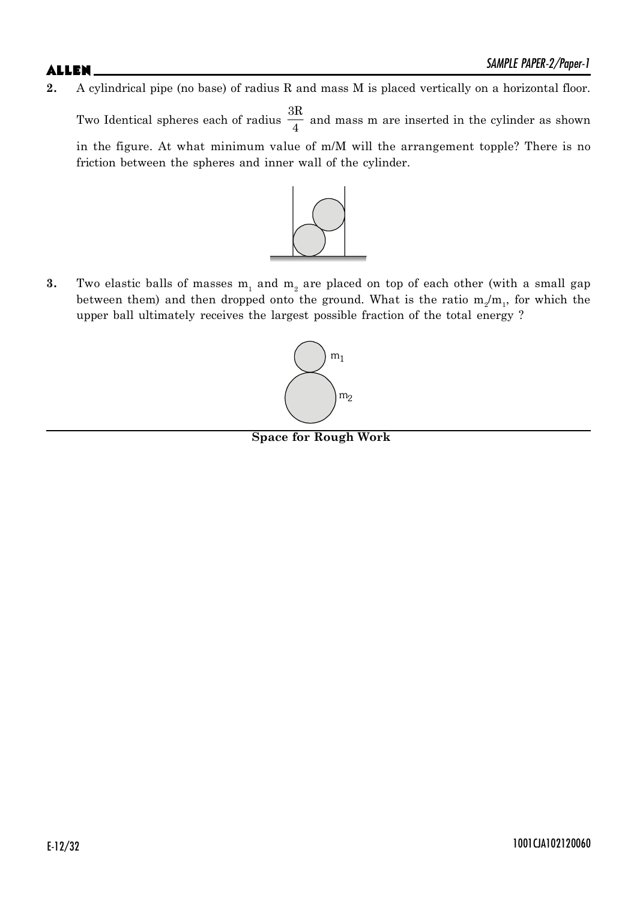**2.** A cylindrical pipe (no base) of radius R and mass M is placed vertically on a horizontal floor. Two Identical spheres each of radius $\frac{3R}{4}$ and mass m are inserted in the cylinder as shown in the figure. At what minimum value of m/M will the arrangement topple? There is no friction between the spheres and inner wall of the cylinder.

**3.** Two elastic balls of masses $m_1$ and $m_2$ are placed on top of each other (with a small gap between them) and then dropped onto the ground. What is the ratio $m_2/m_1$, for which the upper ball ultimately receives the largest possible fraction of the total energy ?

**Space for Rough Work**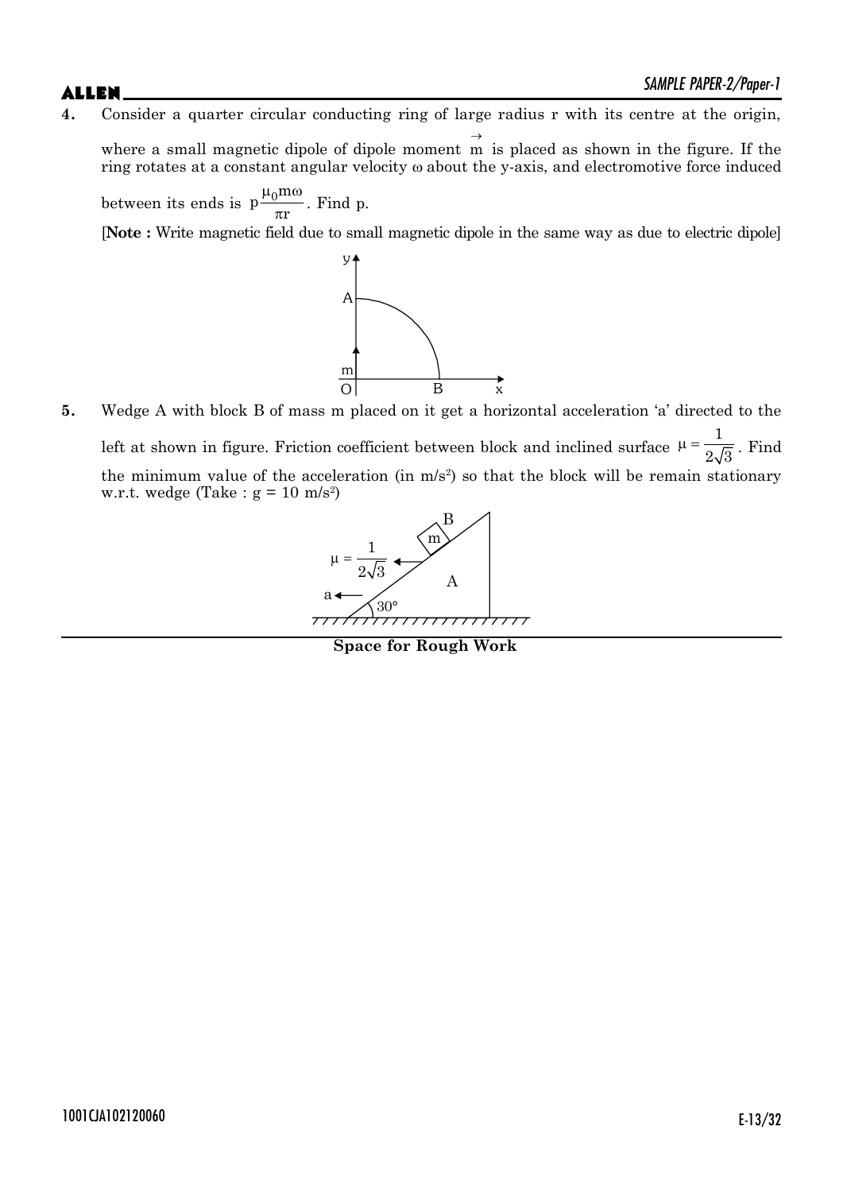**4.** Consider a quarter circular conducting ring of large radius r with its centre at the origin, where a small magnetic dipole of dipole moment $\vec{m}$ is placed as shown in the figure. If the ring rotates at a constant angular velocity ω about the y-axis, and electromotive force induced between its ends is $p\frac{\mu_0 m\omega}{\pi r}$. Find p.

[**Note :** Write magnetic field due to small magnetic dipole in the same way as due to electric dipole]

**5.** Wedge A with block B of mass m placed on it get a horizontal acceleration 'a' directed to the left at shown in figure. Friction coefficient between block and inclined surface $\mu = \frac{1}{2\sqrt{3}}$. Find the minimum value of the acceleration (in m/s²) so that the block will be remain stationary w.r.t. wedge (Take : g = 10 m/s²)

**Space for Rough Work**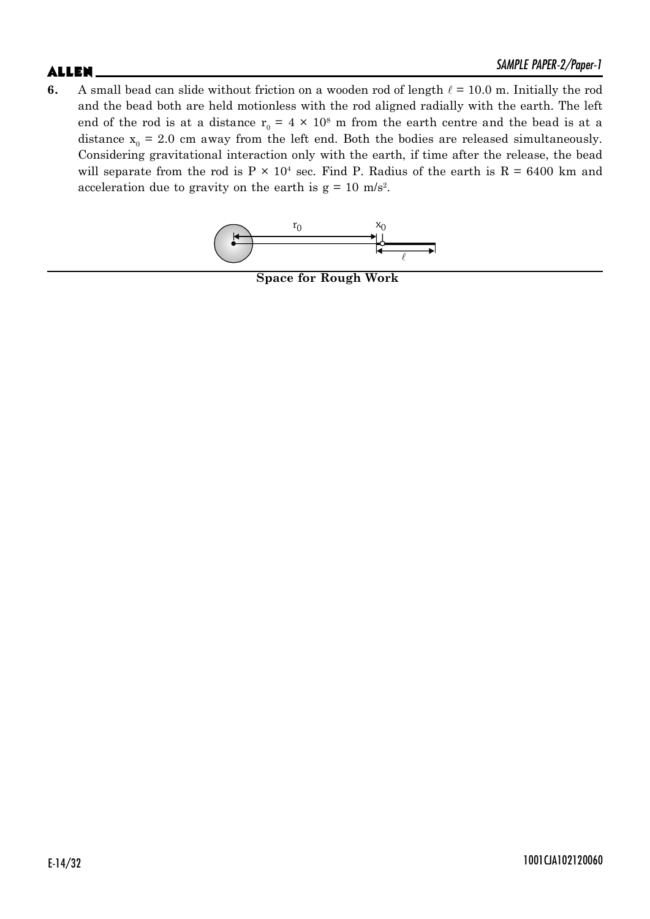**6.** A small bead can slide without friction on a wooden rod of length $\ell = 10.0$ m. Initially the rod and the bead both are held motionless with the rod aligned radially with the earth. The left end of the rod is at a distance $r_0 = 4 \times 10^8$ m from the earth centre and the bead is at a distance $x_0 = 2.0$ cm away from the left end. Both the bodies are released simultaneously. Considering gravitational interaction only with the earth, if time after the release, the bead will separate from the rod is $P \times 10^4$ sec. Find P. Radius of the earth is $R = 6400$ km and acceleration due to gravity on the earth is $g = 10$ m/s$^2$.

**Space for Rough Work**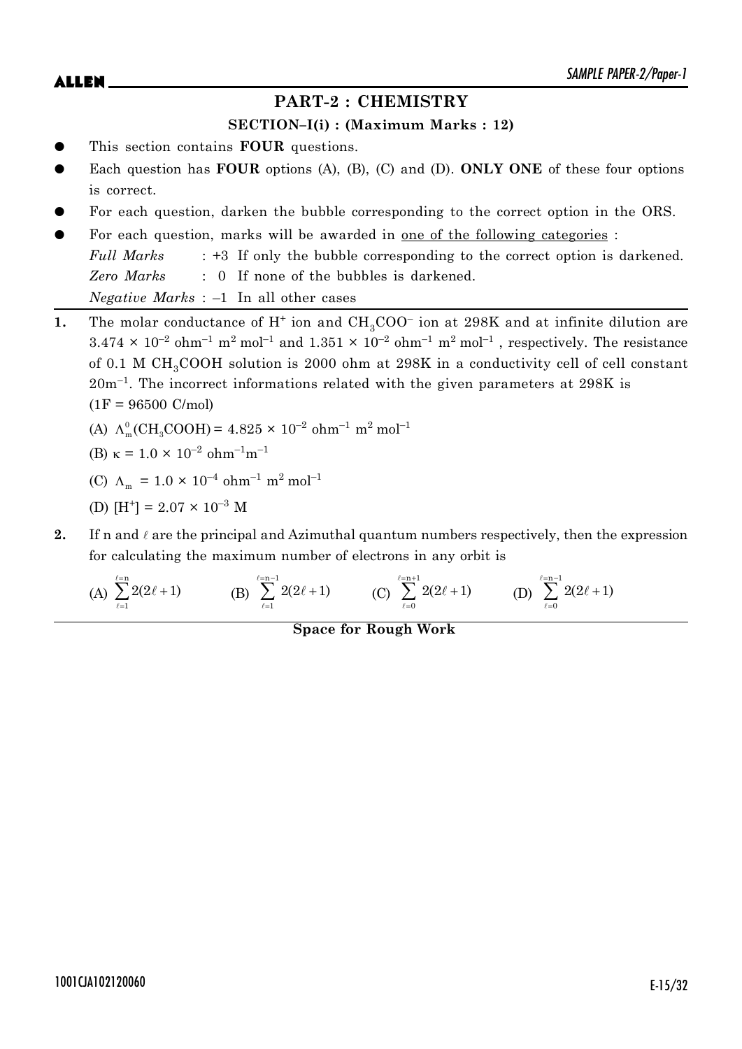## PART-2 : CHEMISTRY

### SECTION–I(i) : (Maximum Marks : 12)

- This section contains **FOUR** questions.
- Each question has **FOUR** options (A), (B), (C) and (D). **ONLY ONE** of these four options is correct.
- For each question, darken the bubble corresponding to the correct option in the ORS.
- For each question, marks will be awarded in one of the following categories :
  *Full Marks* : +3 If only the bubble corresponding to the correct option is darkened.
  *Zero Marks* : 0 If none of the bubbles is darkened.
  *Negative Marks* : –1 In all other cases

**1.** The molar conductance of $H^+$ ion and $CH_3COO^-$ ion at 298K and at infinite dilution are $3.474 \times 10^{-2}$ ohm$^{-1}$ m$^2$ mol$^{-1}$ and $1.351 \times 10^{-2}$ ohm$^{-1}$ m$^2$ mol$^{-1}$ , respectively. The resistance of 0.1 M $CH_3COOH$ solution is 2000 ohm at 298K in a conductivity cell of cell constant 20m$^{-1}$. The incorrect informations related with the given parameters at 298K is
(1F = 96500 C/mol)

(A) $\Lambda_m^0(CH_3COOH) = 4.825 \times 10^{-2}$ ohm$^{-1}$ m$^2$ mol$^{-1}$

(B) $\kappa = 1.0 \times 10^{-2}$ ohm$^{-1}$m$^{-1}$

(C) $\Lambda_m = 1.0 \times 10^{-4}$ ohm$^{-1}$ m$^2$ mol$^{-1}$

(D) $[H^+] = 2.07 \times 10^{-3}$ M

**2.** If n and $\ell$ are the principal and Azimuthal quantum numbers respectively, then the expression for calculating the maximum number of electrons in any orbit is

(A) $\sum_{\ell=1}^{\ell=n} 2(2\ell+1)$ (B) $\sum_{\ell=1}^{\ell=n-1} 2(2\ell+1)$ (C) $\sum_{\ell=0}^{\ell=n+1} 2(2\ell+1)$ (D) $\sum_{\ell=0}^{\ell=n-1} 2(2\ell+1)$

**Space for Rough Work**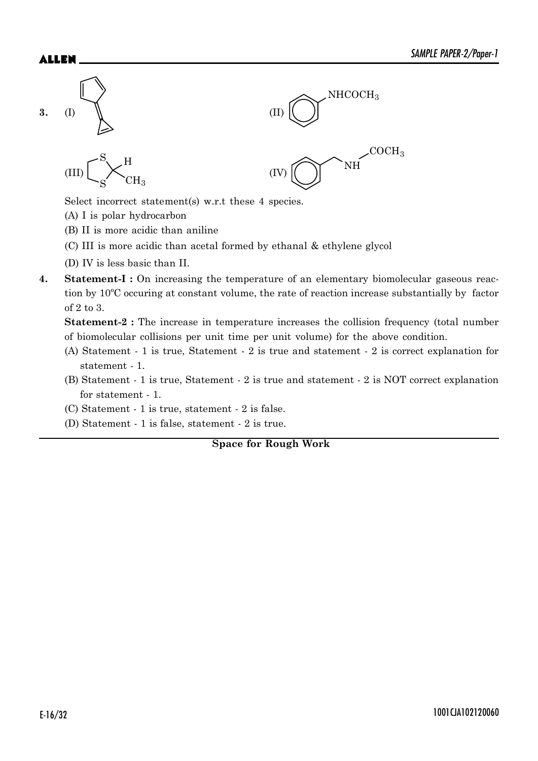**3.** (I) (II) $NHCOCH_3$

(III) (IV)

Select incorrect statement(s) w.r.t these 4 species.

(A) I is polar hydrocarbon

(B) II is more acidic than aniline

(C) III is more acidic than acetal formed by ethanal & ethylene glycol

(D) IV is less basic than II.

**4.** **Statement-I :** On increasing the temperature of an elementary biomolecular gaseous reaction by 10ºC occuring at constant volume, the rate of reaction increase substantially by factor of 2 to 3.

**Statement-2 :** The increase in temperature increases the collision frequency (total number of biomolecular collisions per unit time per unit volume) for the above condition.

(A) Statement - 1 is true, Statement - 2 is true and statement - 2 is correct explanation for statement - 1.

(B) Statement - 1 is true, Statement - 2 is true and statement - 2 is NOT correct explanation for statement - 1.

(C) Statement - 1 is true, statement - 2 is false.

(D) Statement - 1 is false, statement - 2 is true.

**Space for Rough Work**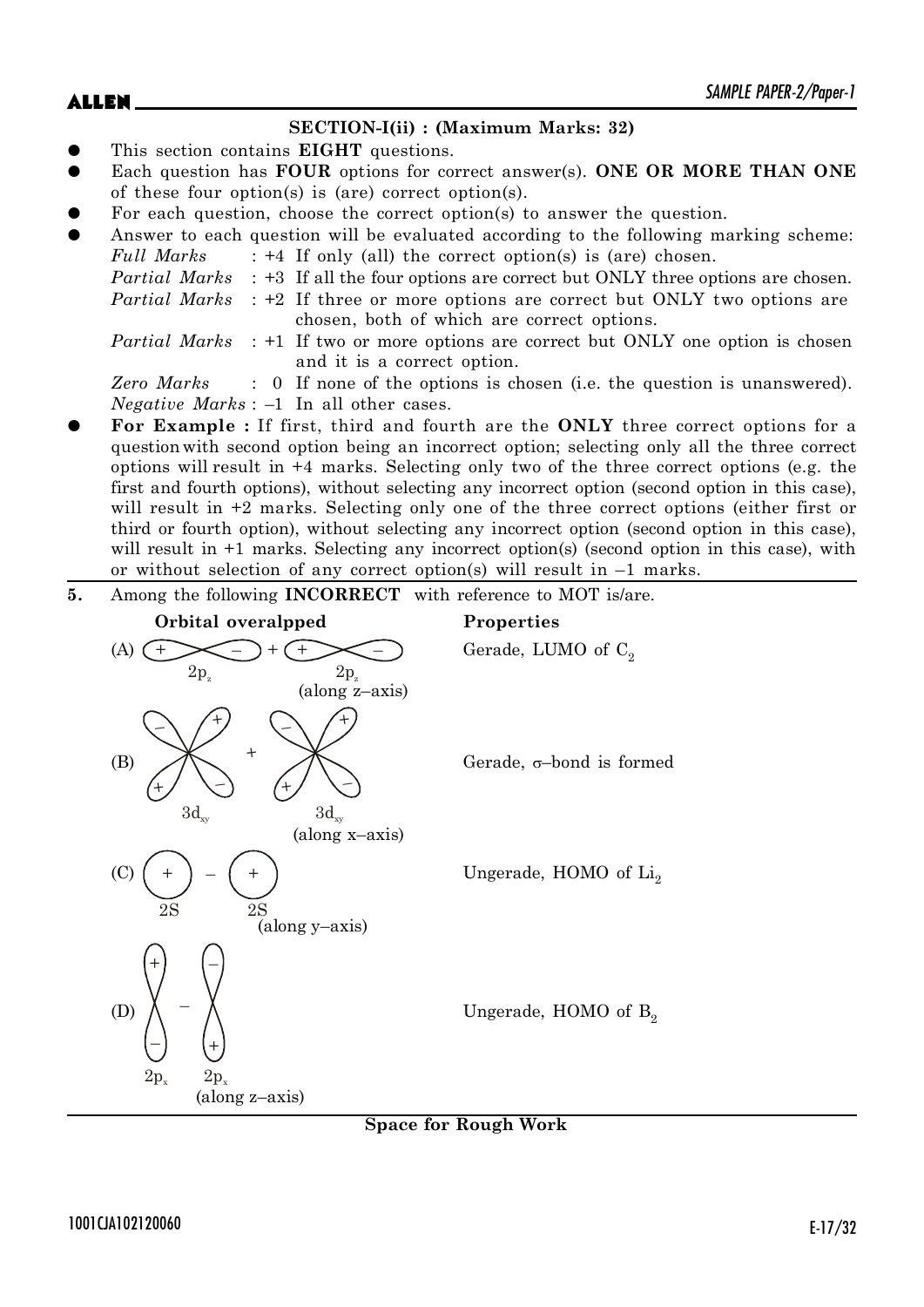## SECTION-I(ii) : (Maximum Marks: 32)

- This section contains **EIGHT** questions.
- Each question has **FOUR** options for correct answer(s). **ONE OR MORE THAN ONE** of these four option(s) is (are) correct option(s).
- For each question, choose the correct option(s) to answer the question.
- Answer to each question will be evaluated according to the following marking scheme:
  *Full Marks* : +4 If only (all) the correct option(s) is (are) chosen.
  *Partial Marks* : +3 If all the four options are correct but ONLY three options are chosen.
  *Partial Marks* : +2 If three or more options are correct but ONLY two options are chosen, both of which are correct options.
  *Partial Marks* : +1 If two or more options are correct but ONLY one option is chosen and it is a correct option.
  *Zero Marks* : 0 If none of the options is chosen (i.e. the question is unanswered).
  *Negative Marks* : –1 In all other cases.
- **For Example :** If first, third and fourth are the **ONLY** three correct options for a question with second option being an incorrect option; selecting only all the three correct options will result in +4 marks. Selecting only two of the three correct options (e.g. the first and fourth options), without selecting any incorrect option (second option in this case), will result in +2 marks. Selecting only one of the three correct options (either first or third or fourth option), without selecting any incorrect option (second option in this case), will result in +1 marks. Selecting any incorrect option(s) (second option in this case), with or without selection of any correct option(s) will result in –1 marks.

**5.** Among the following **INCORRECT** with reference to MOT is/are.

| **Orbital overalpped** | **Properties** |
|---|---|
| (A) $2p_z$ + $2p_z$ (along z–axis) | Gerade, LUMO of $C_2$ |
| (B) $3d_{xy}$ + $3d_{xy}$ (along x–axis) | Gerade, σ–bond is formed |
| (C) 2S – 2S (along y–axis) | Ungerade, HOMO of $Li_2$ |
| (D) $2p_x$ – $2p_x$ (along z–axis) | Ungerade, HOMO of $B_2$ |

**Space for Rough Work**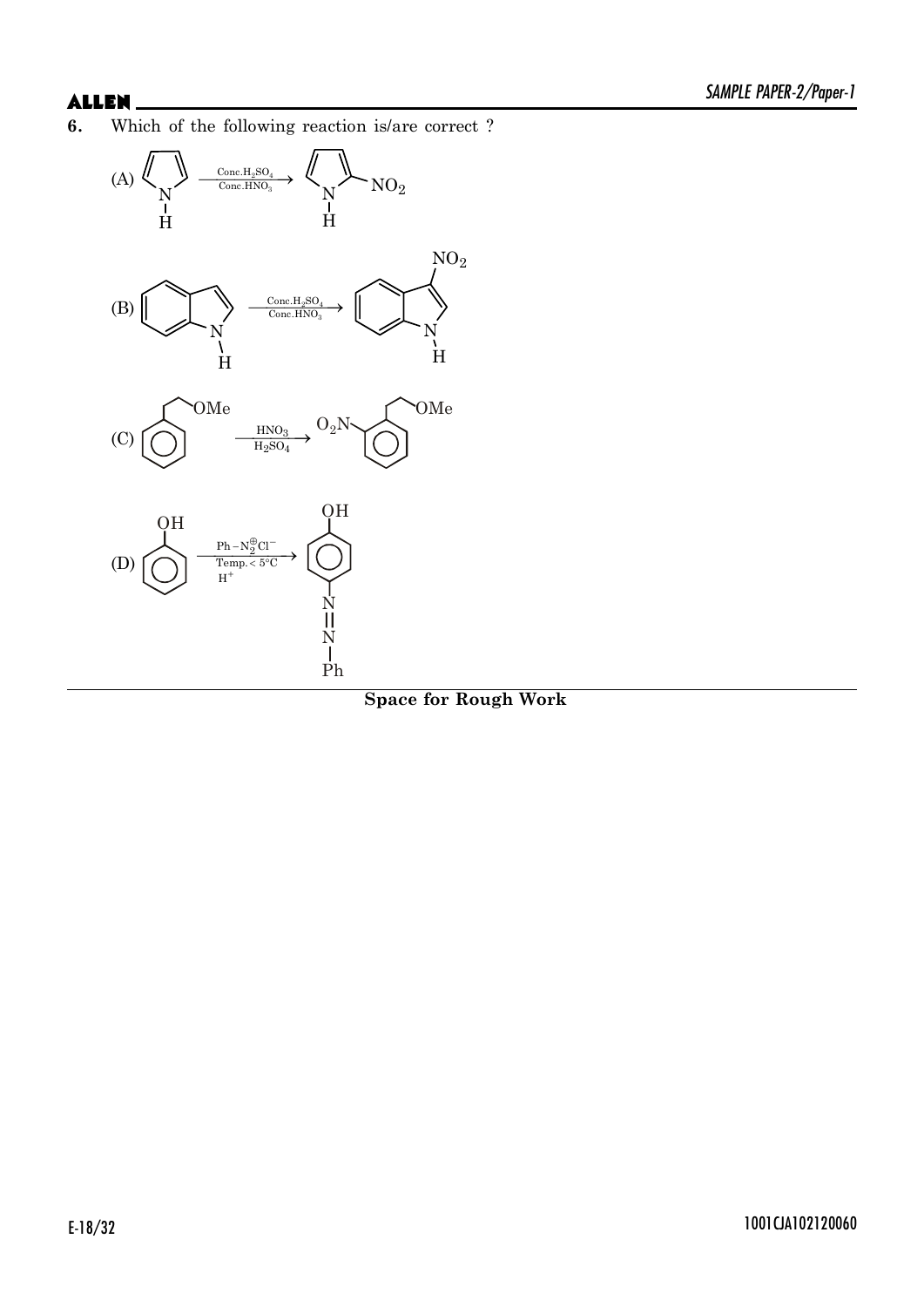**6.** Which of the following reaction is/are correct ?

(A) Pyrrole $\xrightarrow[\text{Conc.}HNO_3]{\text{Conc.}H_2SO_4}$ 2-nitropyrrole

(B) Indole $\xrightarrow[\text{Conc.}HNO_3]{\text{Conc.}H_2SO_4}$ 3-nitroindole

(C) $C_6H_5CH_2CH_2OMe$ $\xrightarrow[H_2SO_4]{HNO_3}$ $O_2N$–$C_6H_4$–$CH_2CH_2OMe$ (ortho)

(D) Phenol $\xrightarrow[\text{Temp.} < 5°C, \; H^+]{Ph-N_2^{\oplus}Cl^-}$ p-HO–$C_6H_4$–N=N–Ph

**Space for Rough Work**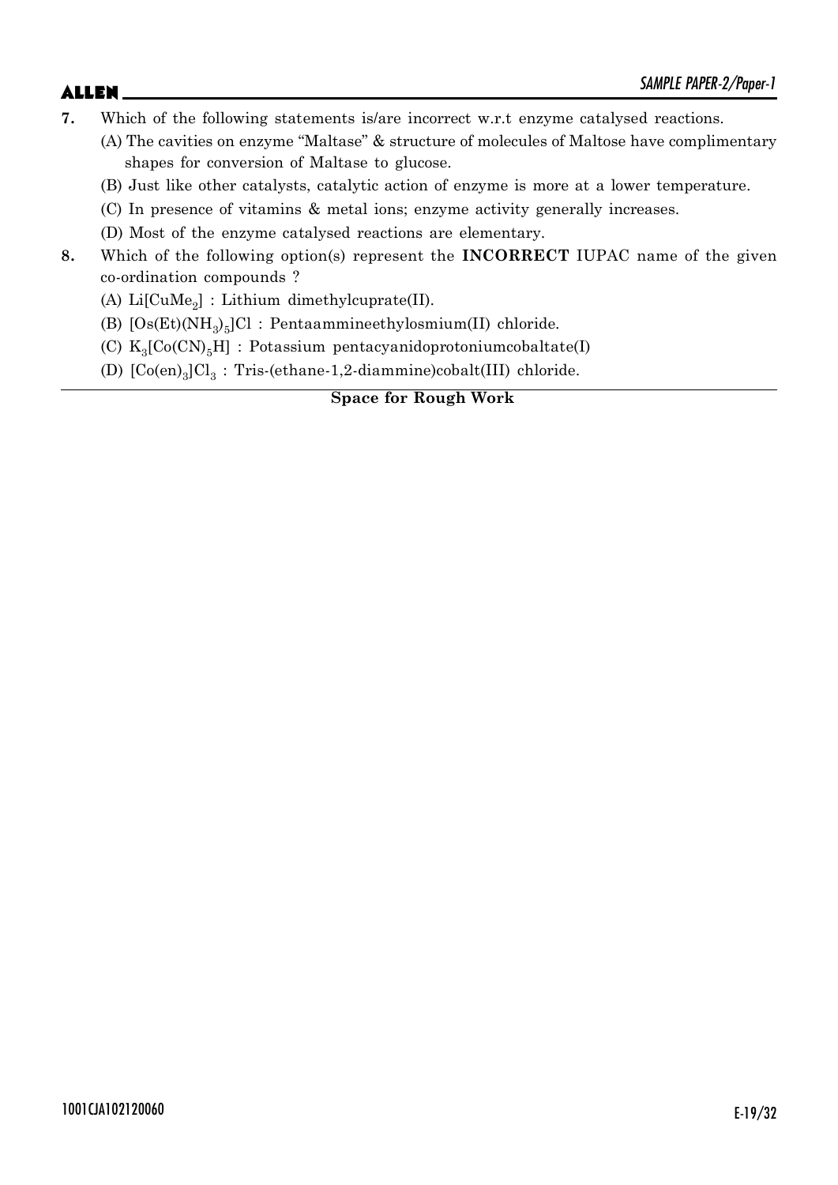**7.** Which of the following statements is/are incorrect w.r.t enzyme catalysed reactions.

(A) The cavities on enzyme "Maltase" & structure of molecules of Maltose have complimentary shapes for conversion of Maltase to glucose.

(B) Just like other catalysts, catalytic action of enzyme is more at a lower temperature.

(C) In presence of vitamins & metal ions; enzyme activity generally increases.

(D) Most of the enzyme catalysed reactions are elementary.

**8.** Which of the following option(s) represent the **INCORRECT** IUPAC name of the given co-ordination compounds ?

(A) $Li[CuMe_2]$ : Lithium dimethylcuprate(II).

(B) $[Os(Et)(NH_3)_5]Cl$ : Pentaammineethylosmium(II) chloride.

(C) $K_3[Co(CN)_5H]$ : Potassium pentacyanidoprotoniumcobaltate(I)

(D) $[Co(en)_3]Cl_3$ : Tris-(ethane-1,2-diammine)cobalt(III) chloride.

**Space for Rough Work**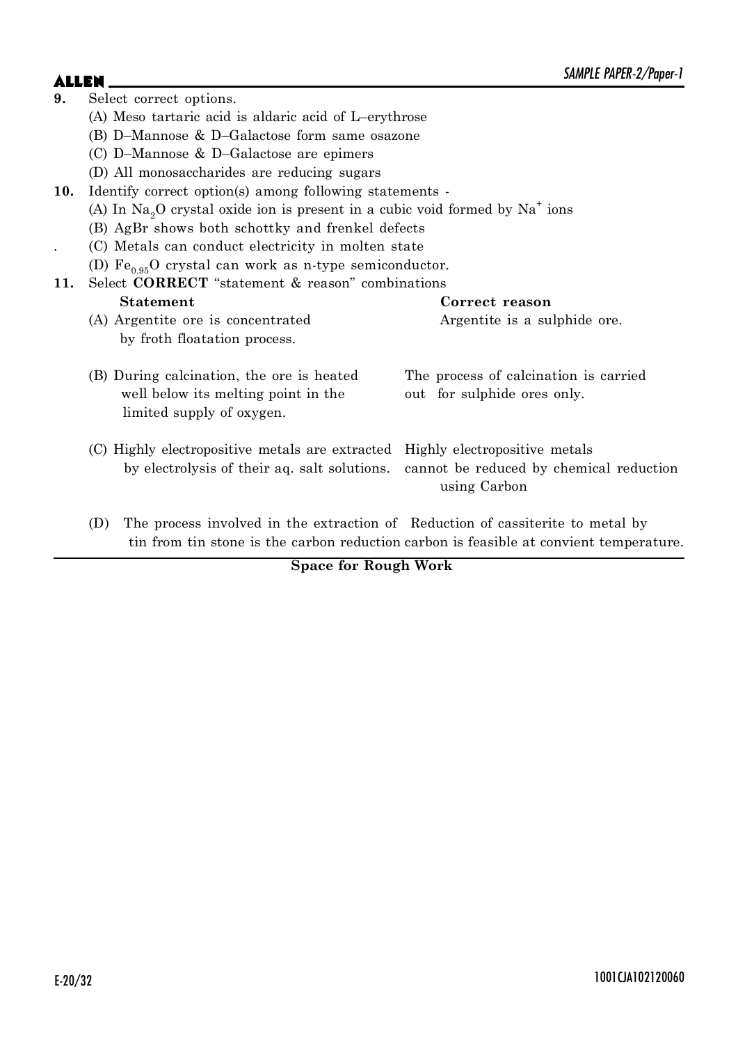**9.** Select correct options.

(A) Meso tartaric acid is aldaric acid of L–erythrose

(B) D–Mannose & D–Galactose form same osazone

(C) D–Mannose & D–Galactose are epimers

(D) All monosaccharides are reducing sugars

**10.** Identify correct option(s) among following statements -

(A) In $Na_2O$ crystal oxide ion is present in a cubic void formed by $Na^+$ ions

(B) AgBr shows both schottky and frenkel defects

(C) Metals can conduct electricity in molten state

(D) $Fe_{0.95}O$ crystal can work as n-type semiconductor.

**11.** Select **CORRECT** "statement & reason" combinations

| Statement | Correct reason |
|---|---|
| (A) Argentite ore is concentrated by froth floatation process. | Argentite is a sulphide ore. |
| (B) During calcination, the ore is heated well below its melting point in the limited supply of oxygen. | The process of calcination is carried out for sulphide ores only. |
| (C) Highly electropositive metals are extracted by electrolysis of their aq. salt solutions. | Highly electropositive metals cannot be reduced by chemical reduction using Carbon |
| (D) The process involved in the extraction of tin from tin stone is the carbon reduction | Reduction of cassiterite to metal by carbon is feasible at convient temperature. |

**Space for Rough Work**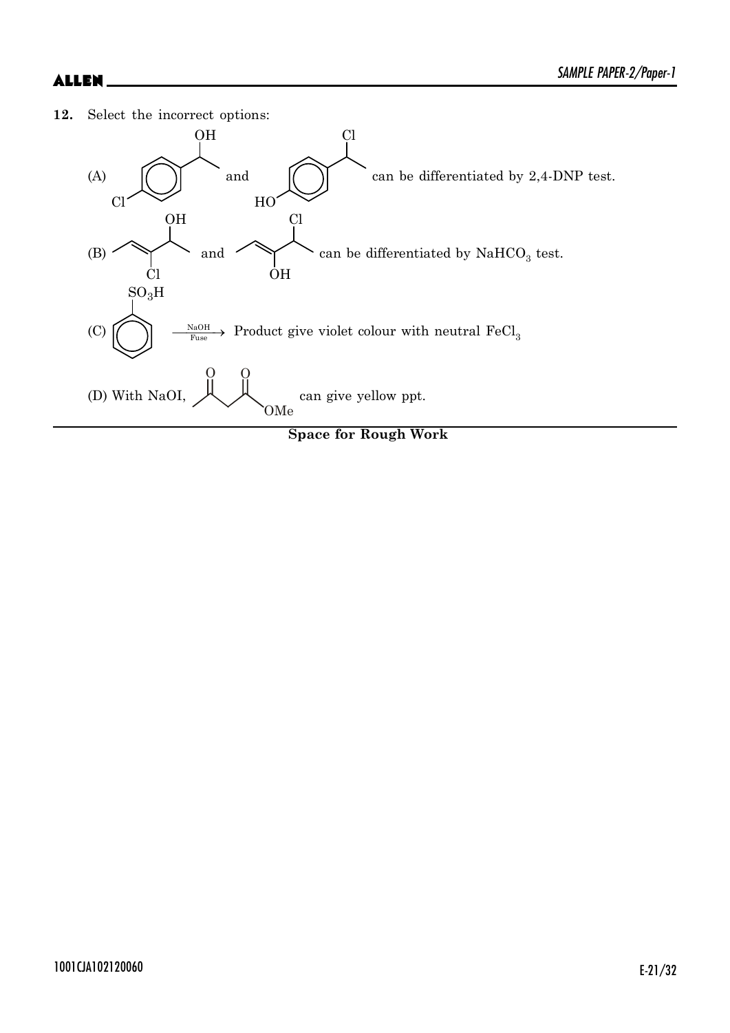**12.** Select the incorrect options:

(A) [4-chlorophenyl-CH(OH)-CH$_3$] and [4-hydroxyphenyl-CH(Cl)-CH$_3$] can be differentiated by 2,4-DNP test.

(B) [CH$_3$-CH=C(Cl)-CH(OH)-CH$_3$] and [CH$_3$-CH=C(OH)-CH(Cl)-CH$_3$] can be differentiated by $NaHCO_3$ test.

(C) [$C_6H_5SO_3H$] $\xrightarrow[\text{Fuse}]{\text{NaOH}}$ Product give violet colour with neutral $FeCl_3$

(D) With NaOI, [$CH_3COCH_2COOMe$] can give yellow ppt.

**Space for Rough Work**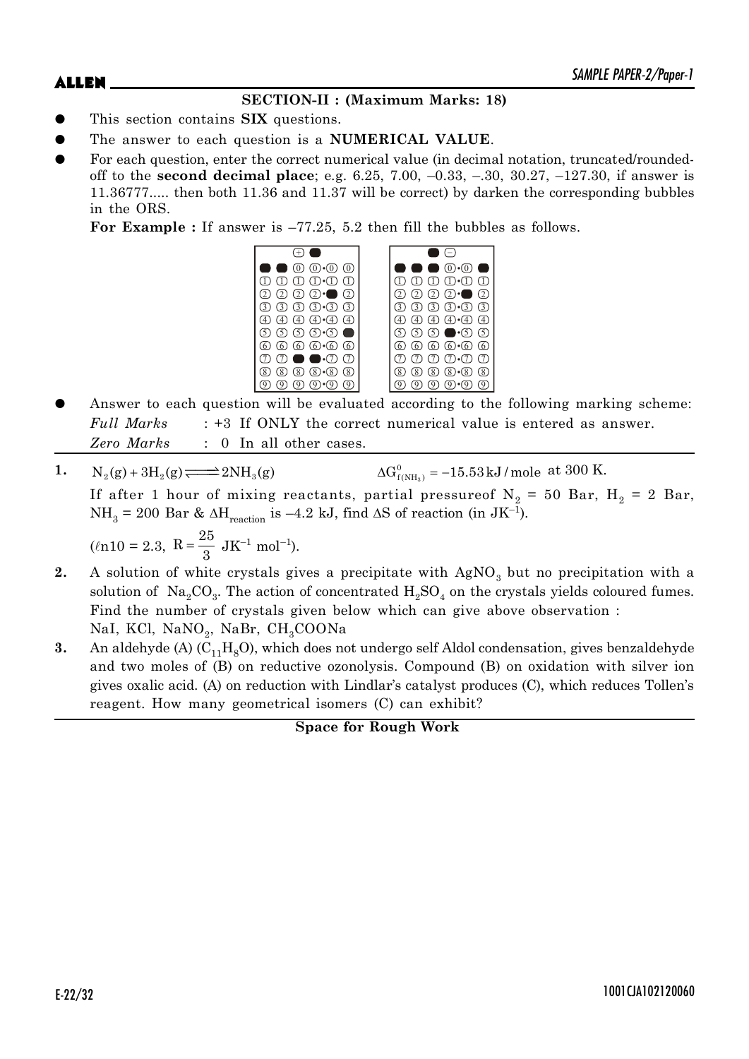**SECTION-II : (Maximum Marks: 18)**

- This section contains **SIX** questions.
- The answer to each question is a **NUMERICAL VALUE**.
- For each question, enter the correct numerical value (in decimal notation, truncated/rounded-off to the **second decimal place**; e.g. 6.25, 7.00, –0.33, –.30, 30.27, –127.30, if answer is 11.36777..... then both 11.36 and 11.37 will be correct) by darken the corresponding bubbles in the ORS.

  **For Example :** If answer is –77.25, 5.2 then fill the bubbles as follows.

- Answer to each question will be evaluated according to the following marking scheme:

  *Full Marks* : +3 If ONLY the correct numerical value is entered as answer.

  *Zero Marks* : 0 In all other cases.

**1.** $N_2(g) + 3H_2(g) \rightleftharpoons 2NH_3(g)$ $\Delta G^0_{f(NH_3)} = -15.53\,kJ/mole$ at 300 K.

If after 1 hour of mixing reactants, partial pressureof $N_2$ = 50 Bar, $H_2$ = 2 Bar, $NH_3$ = 200 Bar & $\Delta H_{reaction}$ is –4.2 kJ, find $\Delta S$ of reaction (in $JK^{-1}$).

($\ell n10 = 2.3$, $R = \frac{25}{3}$ $JK^{-1}$ $mol^{-1}$).

**2.** A solution of white crystals gives a precipitate with $AgNO_3$ but no precipitation with a solution of $Na_2CO_3$. The action of concentrated $H_2SO_4$ on the crystals yields coloured fumes. Find the number of crystals given below which can give above observation :

NaI, KCl, $NaNO_2$, NaBr, $CH_3COONa$

**3.** An aldehyde (A) ($C_{11}H_8O$), which does not undergo self Aldol condensation, gives benzaldehyde and two moles of (B) on reductive ozonolysis. Compound (B) on oxidation with silver ion gives oxalic acid. (A) on reduction with Lindlar's catalyst produces (C), which reduces Tollen's reagent. How many geometrical isomers (C) can exhibit?

**Space for Rough Work**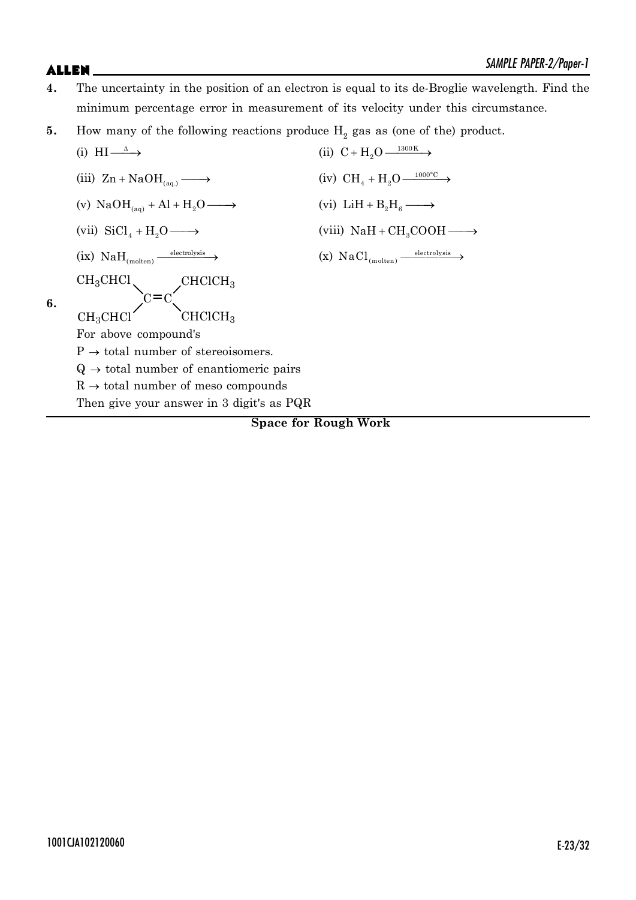**4.** The uncertainty in the position of an electron is equal to its de-Broglie wavelength. Find the minimum percentage error in measurement of its velocity under this circumstance.

**5.** How many of the following reactions produce $H_2$ gas as (one of the) product.

(i) $HI \xrightarrow{\Delta}$

(ii) $C + H_2O \xrightarrow{1300\,K}$

(iii) $Zn + NaOH_{(aq.)} \longrightarrow$

(iv) $CH_4 + H_2O \xrightarrow{1000^\circ C}$

(v) $NaOH_{(aq)} + Al + H_2O \longrightarrow$

(vi) $LiH + B_2H_6 \longrightarrow$

(vii) $SiCl_4 + H_2O \longrightarrow$

(viii) $NaH + CH_3COOH \longrightarrow$

(ix) $NaH_{(molten)} \xrightarrow{electrolysis}$

(x) $NaCl_{(molten)} \xrightarrow{electrolysis}$

**6.**

$$(CH_3CHCl)(CH_3CHCl)C=C(CHClCH_3)(CHClCH_3)$$

For above compound's

$P \rightarrow$ total number of stereoisomers.

$Q \rightarrow$ total number of enantiomeric pairs

$R \rightarrow$ total number of meso compounds

Then give your answer in 3 digit's as PQR

**Space for Rough Work**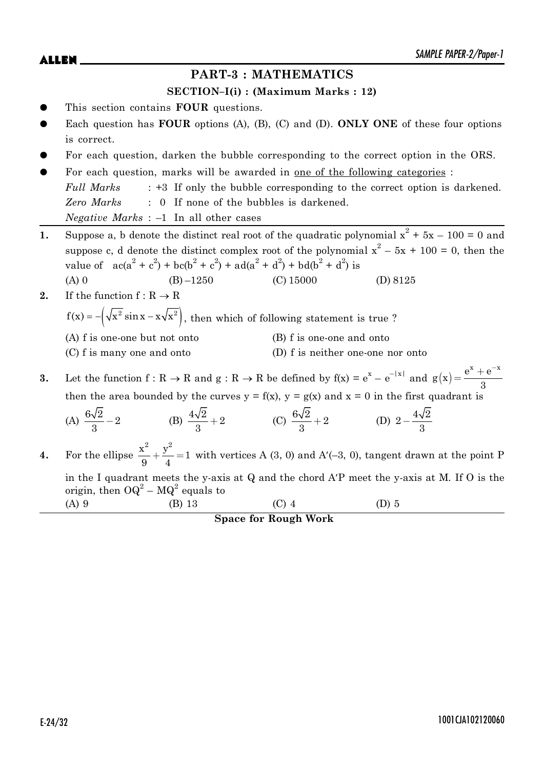## PART-3 : MATHEMATICS

### SECTION–I(i) : (Maximum Marks : 12)

- This section contains **FOUR** questions.
- Each question has **FOUR** options (A), (B), (C) and (D). **ONLY ONE** of these four options is correct.
- For each question, darken the bubble corresponding to the correct option in the ORS.
- For each question, marks will be awarded in one of the following categories :
  *Full Marks* : +3 If only the bubble corresponding to the correct option is darkened.
  *Zero Marks* : 0 If none of the bubbles is darkened.
  *Negative Marks* : –1 In all other cases

**1.** Suppose a, b denote the distinct real root of the quadratic polynomial $x^2 + 5x - 100 = 0$ and suppose c, d denote the distinct complex root of the polynomial $x^2 - 5x + 100 = 0$, then the value of $ac(a^2 + c^2) + bc(b^2 + c^2) + ad(a^2 + d^2) + bd(b^2 + d^2)$ is

(A) 0 (B) –1250 (C) 15000 (D) 8125

**2.** If the function $f : R \to R$

$f(x) = -\left(\sqrt{x^2}\sin x - x\sqrt{x^2}\right)$, then which of following statement is true ?

(A) f is one-one but not onto (B) f is one-one and onto

(C) f is many one and onto (D) f is neither one-one nor onto

**3.** Let the function $f : R \to R$ and $g : R \to R$ be defined by $f(x) = e^x - e^{-|x|}$ and $g(x) = \dfrac{e^x + e^{-x}}{3}$ then the area bounded by the curves $y = f(x)$, $y = g(x)$ and $x = 0$ in the first quadrant is

(A) $\dfrac{6\sqrt{2}}{3} - 2$ (B) $\dfrac{4\sqrt{2}}{3} + 2$ (C) $\dfrac{6\sqrt{2}}{3} + 2$ (D) $2 - \dfrac{4\sqrt{2}}{3}$

**4.** For the ellipse $\dfrac{x^2}{9} + \dfrac{y^2}{4} = 1$ with vertices A (3, 0) and A′(–3, 0), tangent drawn at the point P in the I quadrant meets the y-axis at Q and the chord A′P meet the y-axis at M. If O is the origin, then $OQ^2 - MQ^2$ equals to

(A) 9 (B) 13 (C) 4 (D) 5

**Space for Rough Work**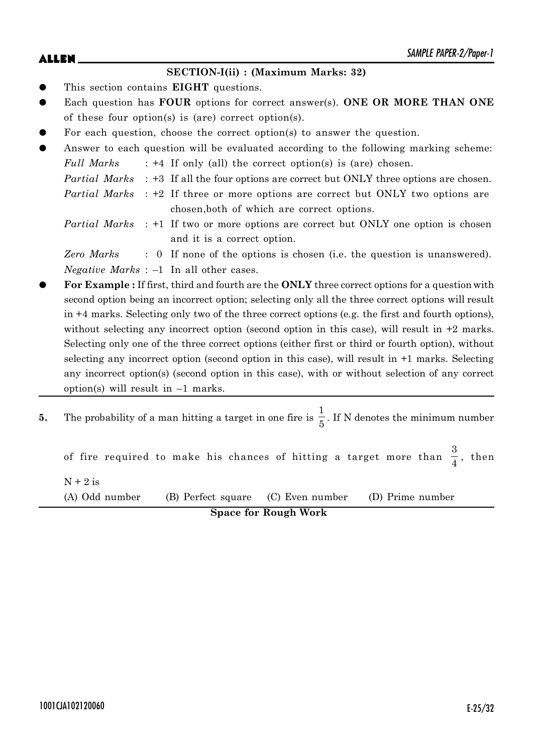## SECTION-I(ii) : (Maximum Marks: 32)

- This section contains **EIGHT** questions.
- Each question has **FOUR** options for correct answer(s). **ONE OR MORE THAN ONE** of these four option(s) is (are) correct option(s).
- For each question, choose the correct option(s) to answer the question.
- Answer to each question will be evaluated according to the following marking scheme:

  *Full Marks* : +4 If only (all) the correct option(s) is (are) chosen.

  *Partial Marks* : +3 If all the four options are correct but ONLY three options are chosen.

  *Partial Marks* : +2 If three or more options are correct but ONLY two options are chosen,both of which are correct options.

  *Partial Marks* : +1 If two or more options are correct but ONLY one option is chosen and it is a correct option.

  *Zero Marks* : 0 If none of the options is chosen (i.e. the question is unanswered).

  *Negative Marks* : –1 In all other cases.
- **For Example :** If first, third and fourth are the **ONLY** three correct options for a question with second option being an incorrect option; selecting only all the three correct options will result in +4 marks. Selecting only two of the three correct options (e.g. the first and fourth options), without selecting any incorrect option (second option in this case), will result in +2 marks. Selecting only one of the three correct options (either first or third or fourth option), without selecting any incorrect option (second option in this case), will result in +1 marks. Selecting any incorrect option(s) (second option in this case), with or without selection of any correct option(s) will result in –1 marks.

**5.** The probability of a man hitting a target in one fire is $\frac{1}{5}$. If N denotes the minimum number of fire required to make his chances of hitting a target more than $\frac{3}{4}$, then $N + 2$ is

(A) Odd number (B) Perfect square (C) Even number (D) Prime number

**Space for Rough Work**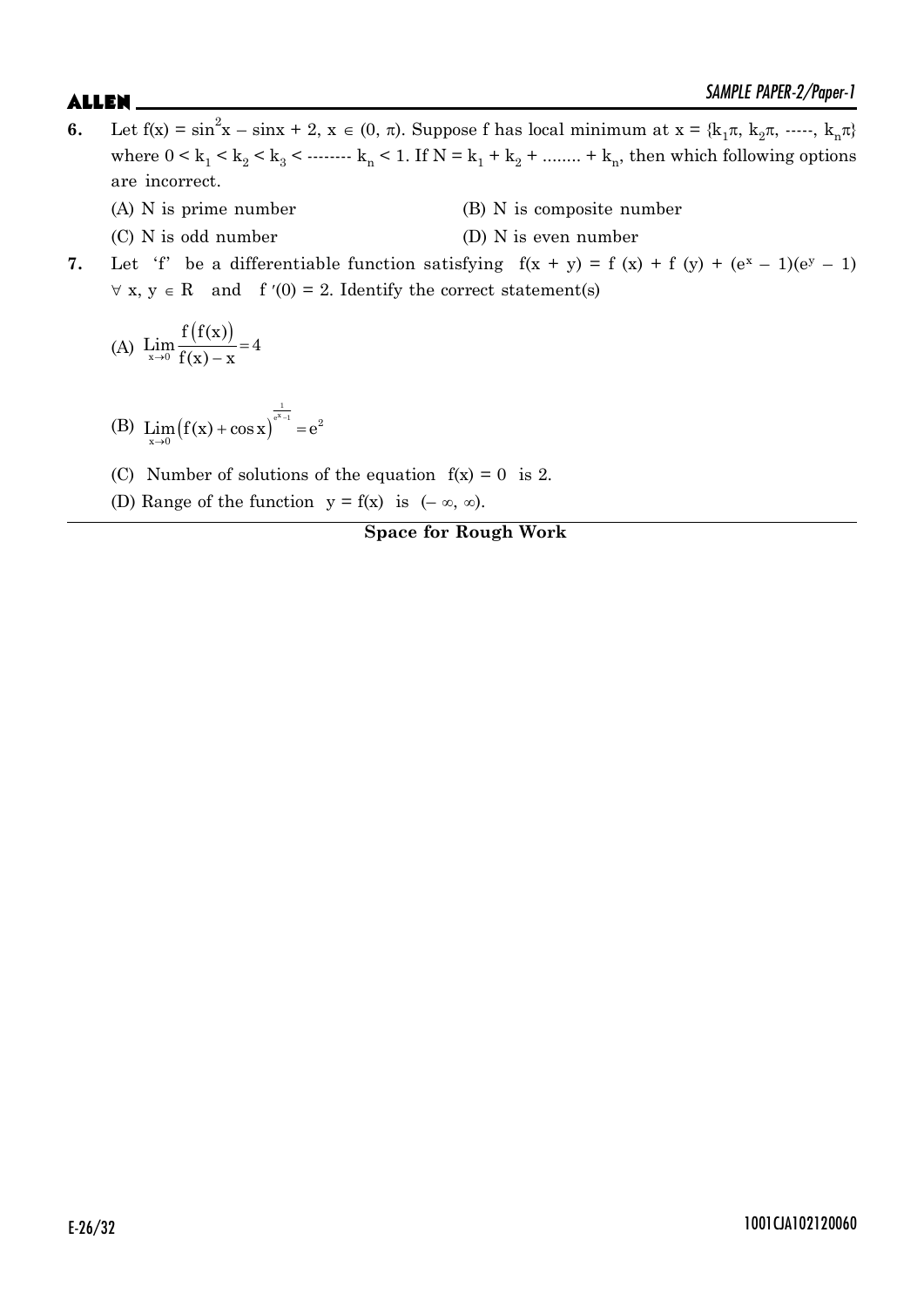**6.** Let $f(x) = \sin^2 x - \sin x + 2$, $x \in (0, \pi)$. Suppose f has local minimum at $x = \{k_1\pi, k_2\pi, \text{-----}, k_n\pi\}$ where $0 < k_1 < k_2 < k_3 <$ -------- $k_n < 1$. If $N = k_1 + k_2 + \text{........} + k_n$, then which following options are incorrect.

(A) N is prime number

(B) N is composite number

(C) N is odd number

(D) N is even number

**7.** Let 'f' be a differentiable function satisfying $f(x + y) = f(x) + f(y) + (e^x - 1)(e^y - 1)$ $\forall\ x, y \in R$ and $f'(0) = 2$. Identify the correct statement(s)

(A) $\displaystyle \lim_{x \to 0} \frac{f(f(x))}{f(x) - x} = 4$

(B) $\displaystyle \lim_{x \to 0} (f(x) + \cos x)^{\frac{1}{e^x - 1}} = e^2$

(C) Number of solutions of the equation $f(x) = 0$ is 2.

(D) Range of the function $y = f(x)$ is $(-\infty, \infty)$.

**Space for Rough Work**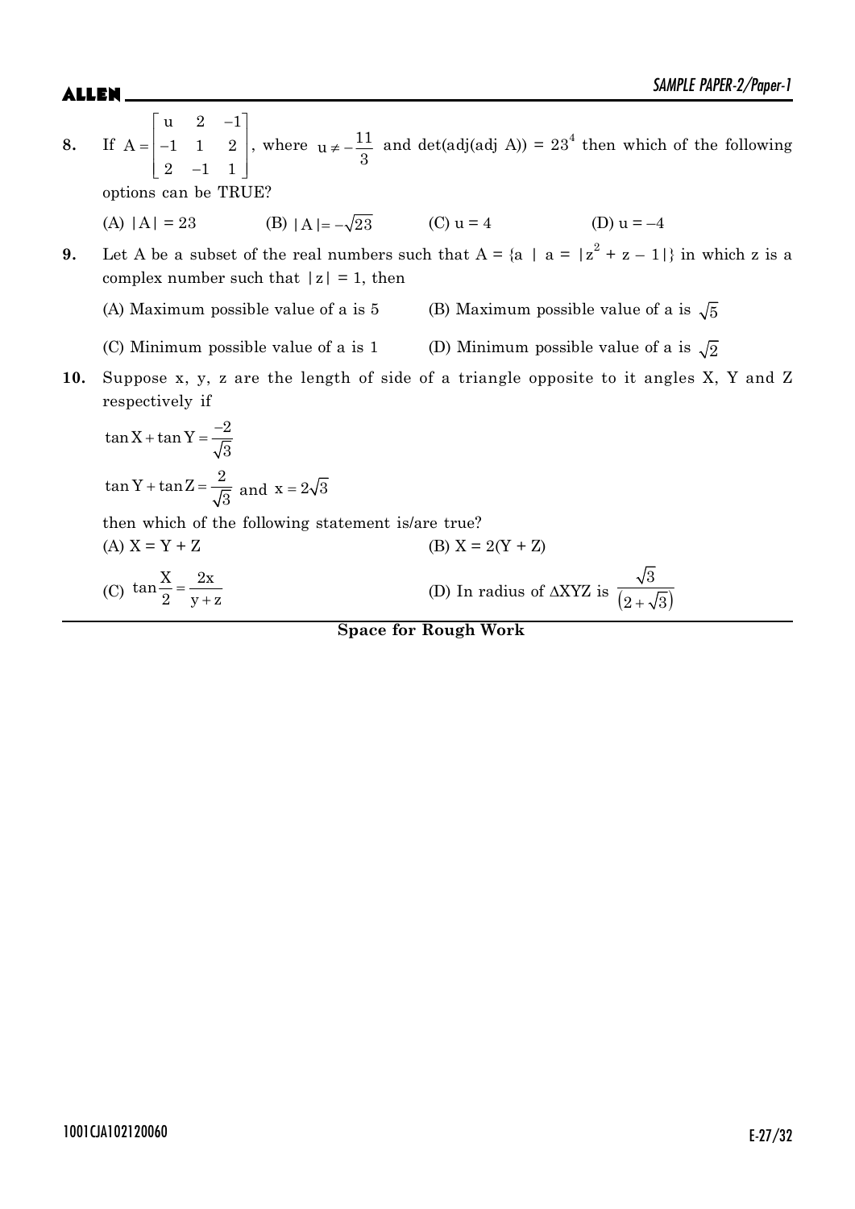**8.** If $A = \begin{bmatrix} u & 2 & -1 \\ -1 & 1 & 2 \\ 2 & -1 & 1 \end{bmatrix}$, where $u \neq -\frac{11}{3}$ and det(adj(adj A)) = $23^4$ then which of the following options can be TRUE?

(A) $|A| = 23$ (B) $|A| = -\sqrt{23}$ (C) $u = 4$ (D) $u = -4$

**9.** Let A be a subset of the real numbers such that A = {a | a = $|z^2 + z - 1|$} in which z is a complex number such that $|z| = 1$, then

(A) Maximum possible value of a is 5

(B) Maximum possible value of a is $\sqrt{5}$

(C) Minimum possible value of a is 1

(D) Minimum possible value of a is $\sqrt{2}$

**10.** Suppose x, y, z are the length of side of a triangle opposite to it angles X, Y and Z respectively if

$$\tan X + \tan Y = \frac{-2}{\sqrt{3}}$$

$$\tan Y + \tan Z = \frac{2}{\sqrt{3}} \text{ and } x = 2\sqrt{3}$$

then which of the following statement is/are true?

(A) X = Y + Z

(B) X = 2(Y + Z)

(C) $\tan\frac{X}{2} = \frac{2x}{y+z}$

(D) In radius of $\Delta XYZ$ is $\frac{\sqrt{3}}{(2+\sqrt{3})}$

**Space for Rough Work**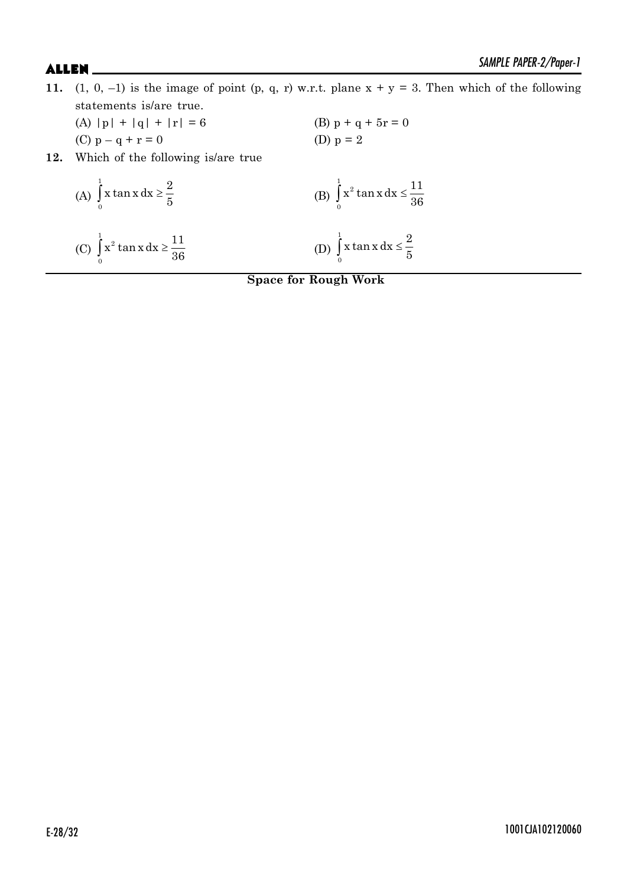**11.** (1, 0, –1) is the image of point (p, q, r) w.r.t. plane $x + y = 3$. Then which of the following statements is/are true.

(A) $|p| + |q| + |r| = 6$

(B) $p + q + 5r = 0$

(C) $p - q + r = 0$

(D) $p = 2$

**12.** Which of the following is/are true

(A) $\int_0^1 x \tan x \, dx \geq \frac{2}{5}$

(B) $\int_0^1 x^2 \tan x \, dx \leq \frac{11}{36}$

(C) $\int_0^1 x^2 \tan x \, dx \geq \frac{11}{36}$

(D) $\int_0^1 x \tan x \, dx \leq \frac{2}{5}$

**Space for Rough Work**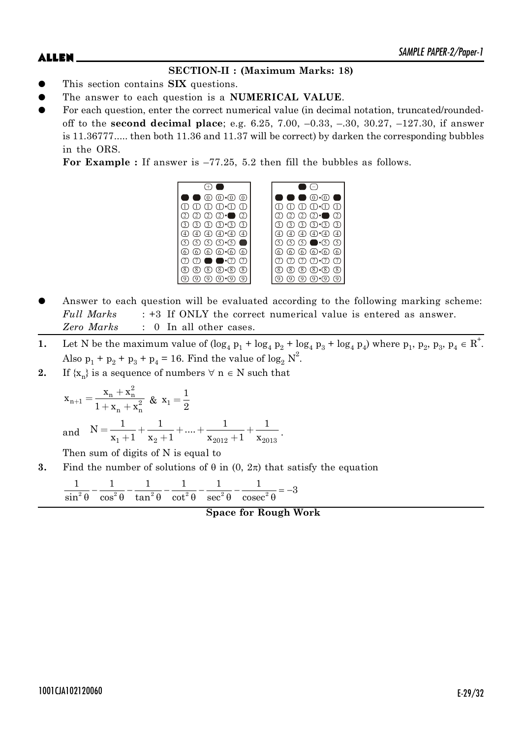## SECTION-II : (Maximum Marks: 18)

- This section contains **SIX** questions.
- The answer to each question is a **NUMERICAL VALUE**.
- For each question, enter the correct numerical value (in decimal notation, truncated/rounded-off to the **second decimal place**; e.g. 6.25, 7.00, –0.33, –.30, 30.27, –127.30, if answer is 11.36777..... then both 11.36 and 11.37 will be correct) by darken the corresponding bubbles in the ORS.

  **For Example :** If answer is –77.25, 5.2 then fill the bubbles as follows.

- Answer to each question will be evaluated according to the following marking scheme:

  *Full Marks* : +3 If ONLY the correct numerical value is entered as answer.

  *Zero Marks* : 0 In all other cases.

**1.** Let N be the maximum value of $(\log_4 p_1 + \log_4 p_2 + \log_4 p_3 + \log_4 p_4)$ where $p_1, p_2, p_3, p_4 \in R^+$. Also $p_1 + p_2 + p_3 + p_4 = 16$. Find the value of $\log_2 N^2$.

**2.** If $\{x_n\}$ is a sequence of numbers $\forall\ n \in N$ such that

$$x_{n+1} = \frac{x_n + x_n^2}{1 + x_n + x_n^2} \ \&\ x_1 = \frac{1}{2}$$

and $N = \dfrac{1}{x_1+1} + \dfrac{1}{x_2+1} + .... + \dfrac{1}{x_{2012}+1} + \dfrac{1}{x_{2013}}$.

Then sum of digits of N is equal to

**3.** Find the number of solutions of $\theta$ in $(0, 2\pi)$ that satisfy the equation

$$\frac{1}{\sin^2\theta} - \frac{1}{\cos^2\theta} - \frac{1}{\tan^2\theta} - \frac{1}{\cot^2\theta} - \frac{1}{\sec^2\theta} - \frac{1}{\text{cosec}^2\theta} = -3$$

**Space for Rough Work**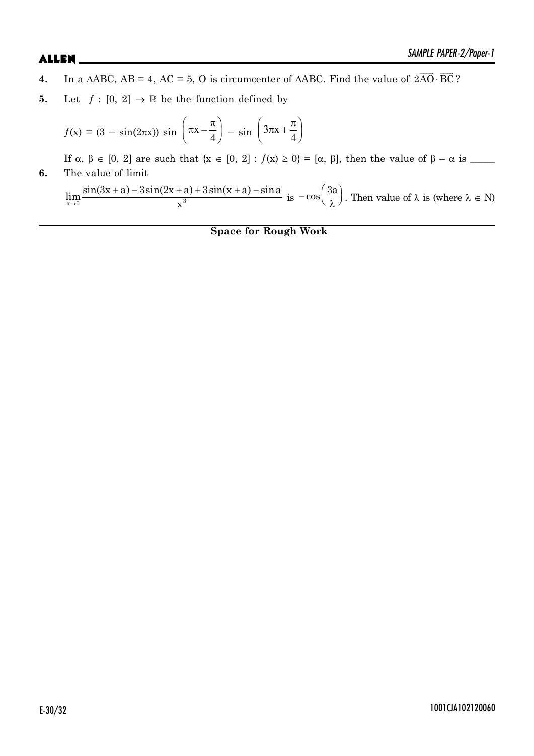**4.** In a $\Delta ABC$, AB = 4, AC = 5, O is circumcenter of $\Delta ABC$. Find the value of $2\overrightarrow{AO} \cdot \overrightarrow{BC}$?

**5.** Let $f : [0, 2] \to \mathbb{R}$ be the function defined by

$$f(x) = (3 - \sin(2\pi x)) \sin\left(\pi x - \frac{\pi}{4}\right) - \sin\left(3\pi x + \frac{\pi}{4}\right)$$

If $\alpha, \beta \in [0, 2]$ are such that $\{x \in [0, 2] : f(x) \geq 0\} = [\alpha, \beta]$, then the value of $\beta - \alpha$ is _____

**6.** The value of limit

$\lim\limits_{x \to 0} \dfrac{\sin(3x + a) - 3\sin(2x + a) + 3\sin(x + a) - \sin a}{x^3}$ is $-\cos\left(\dfrac{3a}{\lambda}\right)$. Then value of $\lambda$ is (where $\lambda \in N$)

**Space for Rough Work**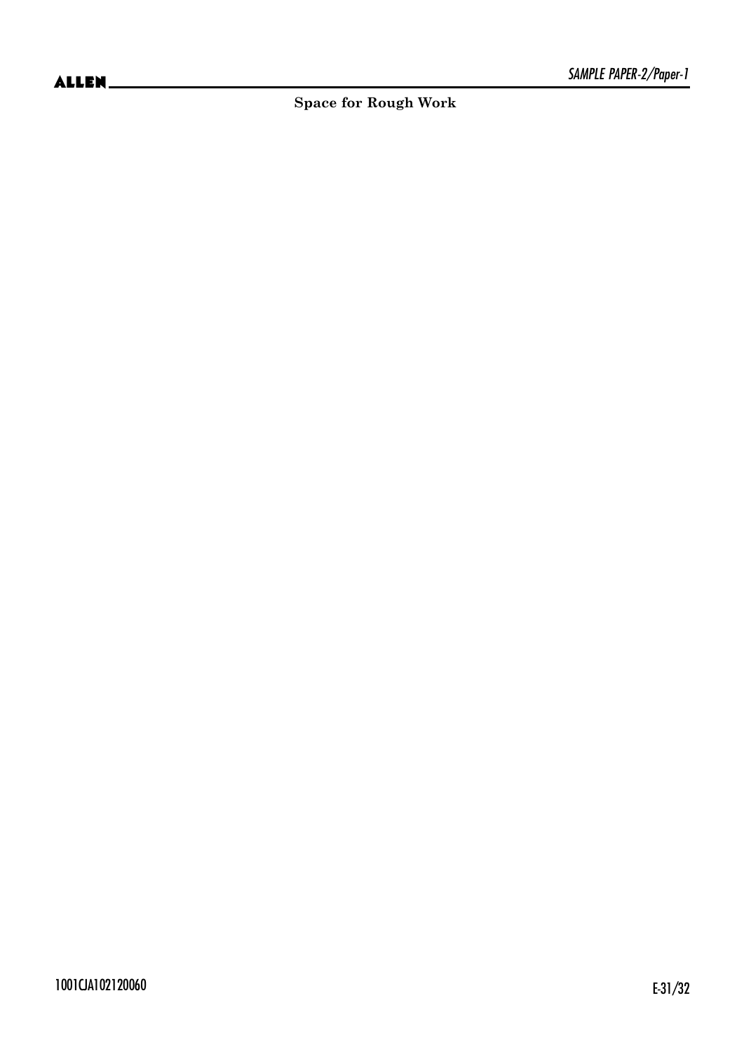**Space for Rough Work**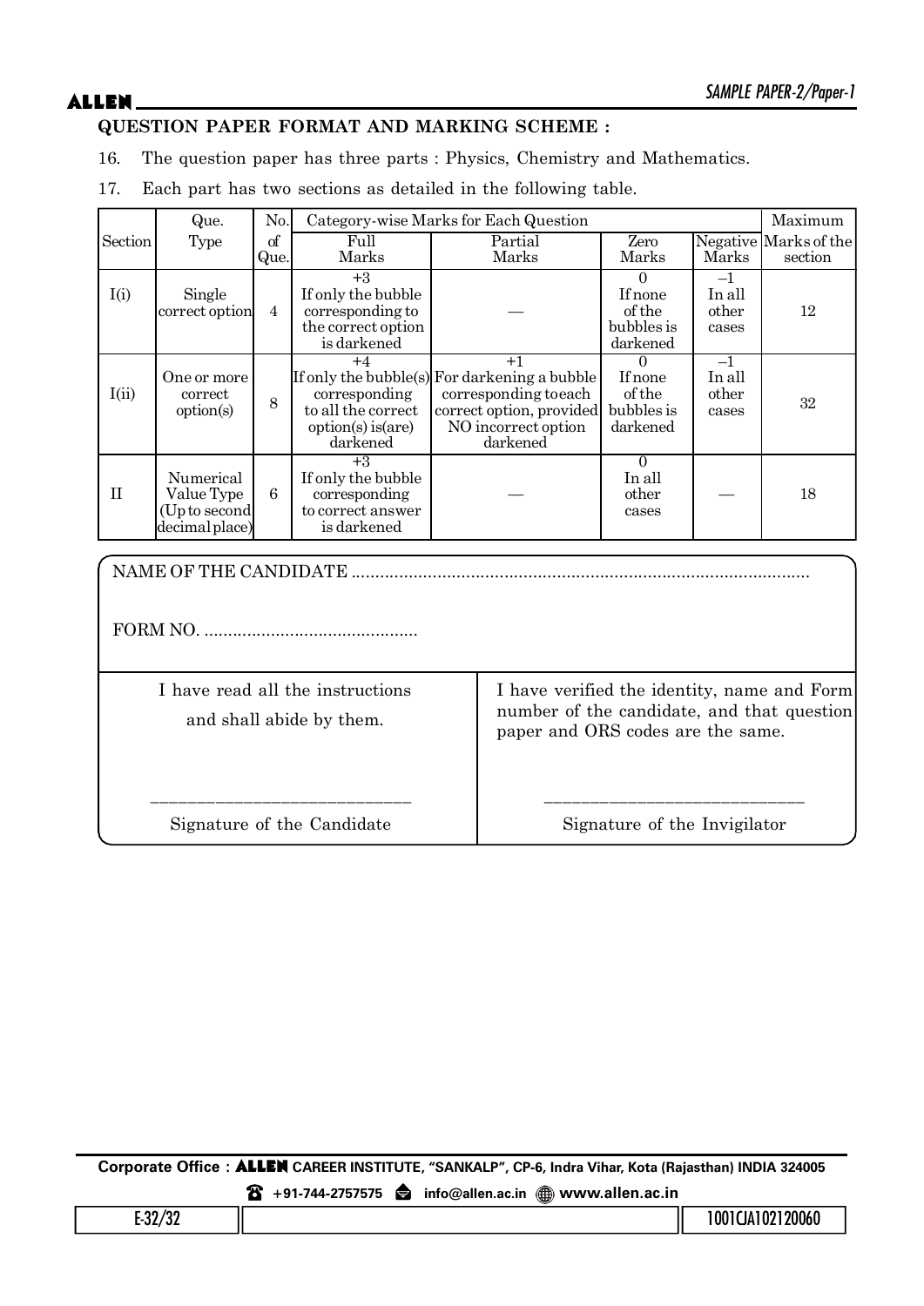**QUESTION PAPER FORMAT AND MARKING SCHEME :**

16. The question paper has three parts : Physics, Chemistry and Mathematics.

17. Each part has two sections as detailed in the following table.

| Section | Que. Type | No. of Que. | Category-wise Marks for Each Question | | | | Maximum Marks of the section |
|---|---|---|---|---|---|---|---|
| | | | Full Marks | Partial Marks | Zero Marks | Negative Marks | |
| I(i) | Single correct option | 4 | +3 If only the bubble corresponding to the correct option is darkened | — | 0 If none of the bubbles is darkened | –1 In all other cases | 12 |
| I(ii) | One or more correct option(s) | 8 | +4 If only the bubble(s) corresponding to all the correct option(s) is(are) darkened | +1 For darkening a bubble corresponding to each correct option, provided NO incorrect option darkened | 0 If none of the bubbles is darkened | –1 In all other cases | 32 |
| II | Numerical Value Type (Up to second decimal place) | 6 | +3 If only the bubble corresponding to correct answer is darkened | — | 0 In all other cases | — | 18 |

NAME OF THE CANDIDATE ................................................................................................

FORM NO. .............................................

| | |
|---|---|
| I have read all the instructions and shall abide by them. | I have verified the identity, name and Form number of the candidate, and that question paper and ORS codes are the same. |
| ____________________________ | ____________________________ |
| Signature of the Candidate | Signature of the Invigilator |

**Corporate Office : ALLEN CAREER INSTITUTE, "SANKALP", CP-6, Indra Vihar, Kota (Rajasthan) INDIA 324005**

+91-744-2757575 info@allen.ac.in www.allen.ac.in

1001CJA102120060